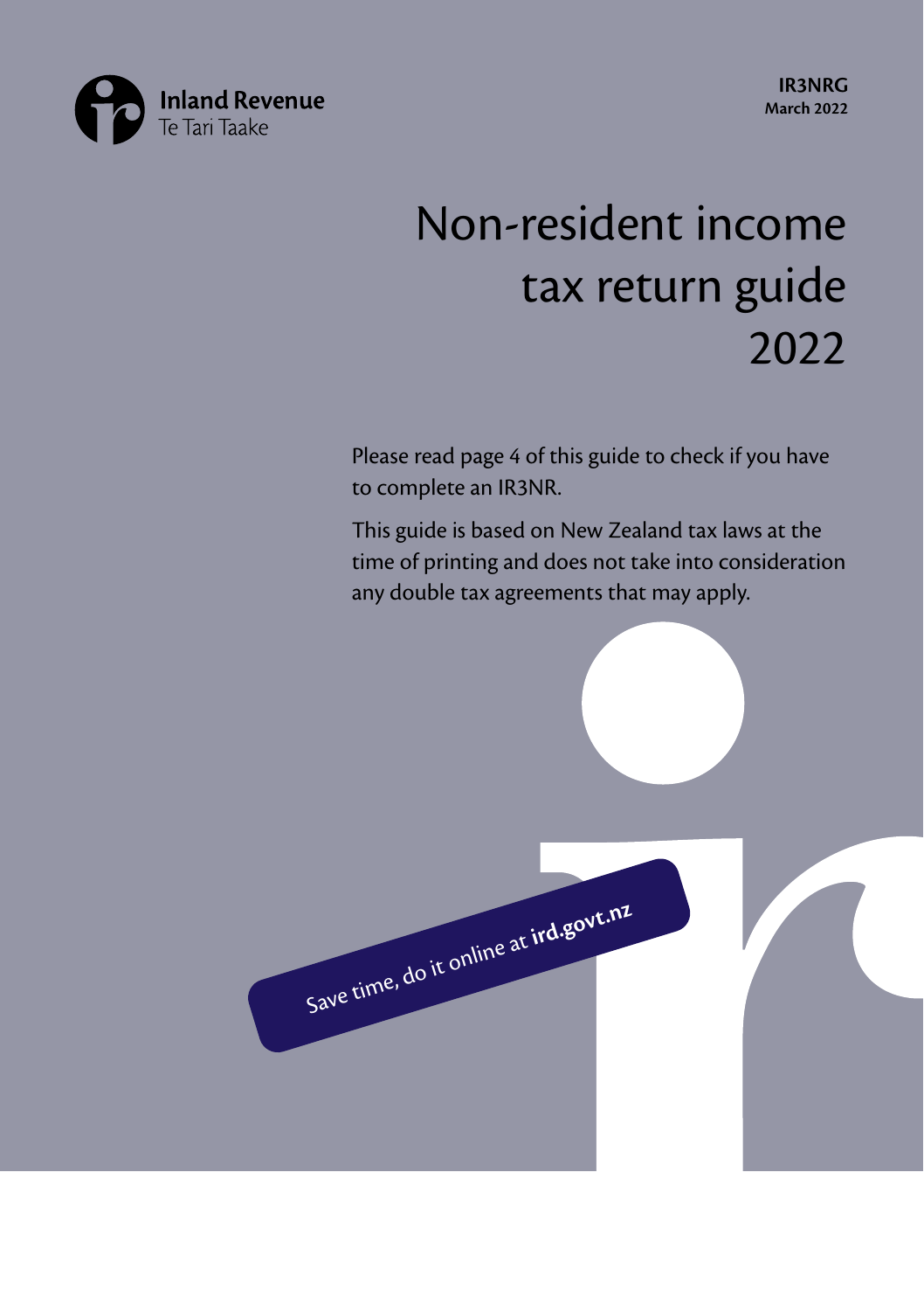Inland Revenue
Te Tari Taake

**IR3NRG**
**March 2022**

# Non-resident income tax return guide 2022

Please read page 4 of this guide to check if you have to complete an IR3NR.

This guide is based on New Zealand tax laws at the time of printing and does not take into consideration any double tax agreements that may apply.

Save time, do it online at **ird.govt.nz**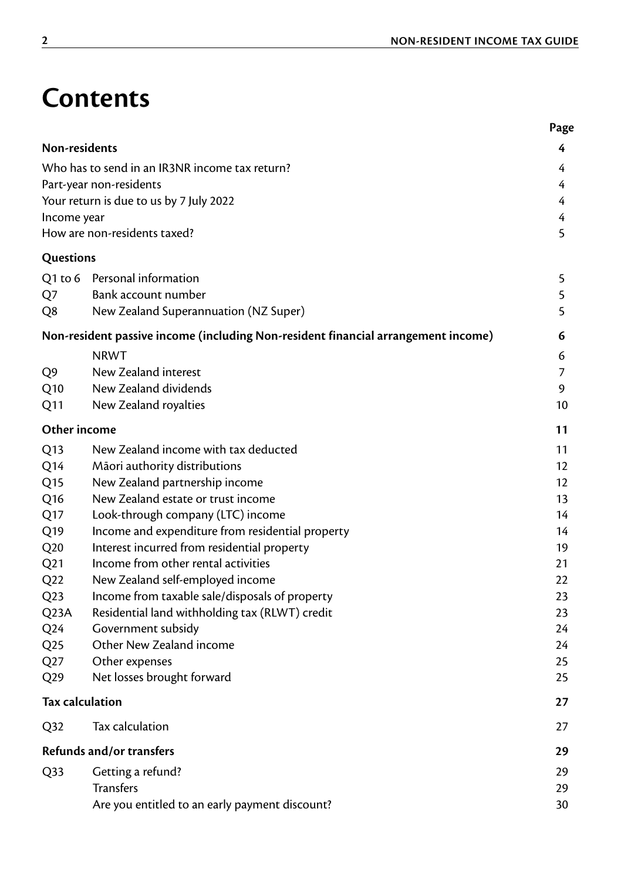# Contents

| | | Page |
|---|---|---|
| **Non-residents** | | **4** |
| Who has to send in an IR3NR income tax return? | | 4 |
| Part-year non-residents | | 4 |
| Your return is due to us by 7 July 2022 | | 4 |
| Income year | | 4 |
| How are non-residents taxed? | | 5 |
| **Questions** | | |
| Q1 to 6 | Personal information | 5 |
| Q7 | Bank account number | 5 |
| Q8 | New Zealand Superannuation (NZ Super) | 5 |
| **Non-resident passive income (including Non-resident financial arrangement income)** | | **6** |
| | NRWT | 6 |
| Q9 | New Zealand interest | 7 |
| Q10 | New Zealand dividends | 9 |
| Q11 | New Zealand royalties | 10 |
| **Other income** | | **11** |
| Q13 | New Zealand income with tax deducted | 11 |
| Q14 | Māori authority distributions | 12 |
| Q15 | New Zealand partnership income | 12 |
| Q16 | New Zealand estate or trust income | 13 |
| Q17 | Look-through company (LTC) income | 14 |
| Q19 | Income and expenditure from residential property | 14 |
| Q20 | Interest incurred from residential property | 19 |
| Q21 | Income from other rental activities | 21 |
| Q22 | New Zealand self-employed income | 22 |
| Q23 | Income from taxable sale/disposals of property | 23 |
| Q23A | Residential land withholding tax (RLWT) credit | 23 |
| Q24 | Government subsidy | 24 |
| Q25 | Other New Zealand income | 24 |
| Q27 | Other expenses | 25 |
| Q29 | Net losses brought forward | 25 |
| **Tax calculation** | | **27** |
| Q32 | Tax calculation | 27 |
| **Refunds and/or transfers** | | **29** |
| Q33 | Getting a refund? | 29 |
| | Transfers | 29 |
| | Are you entitled to an early payment discount? | 30 |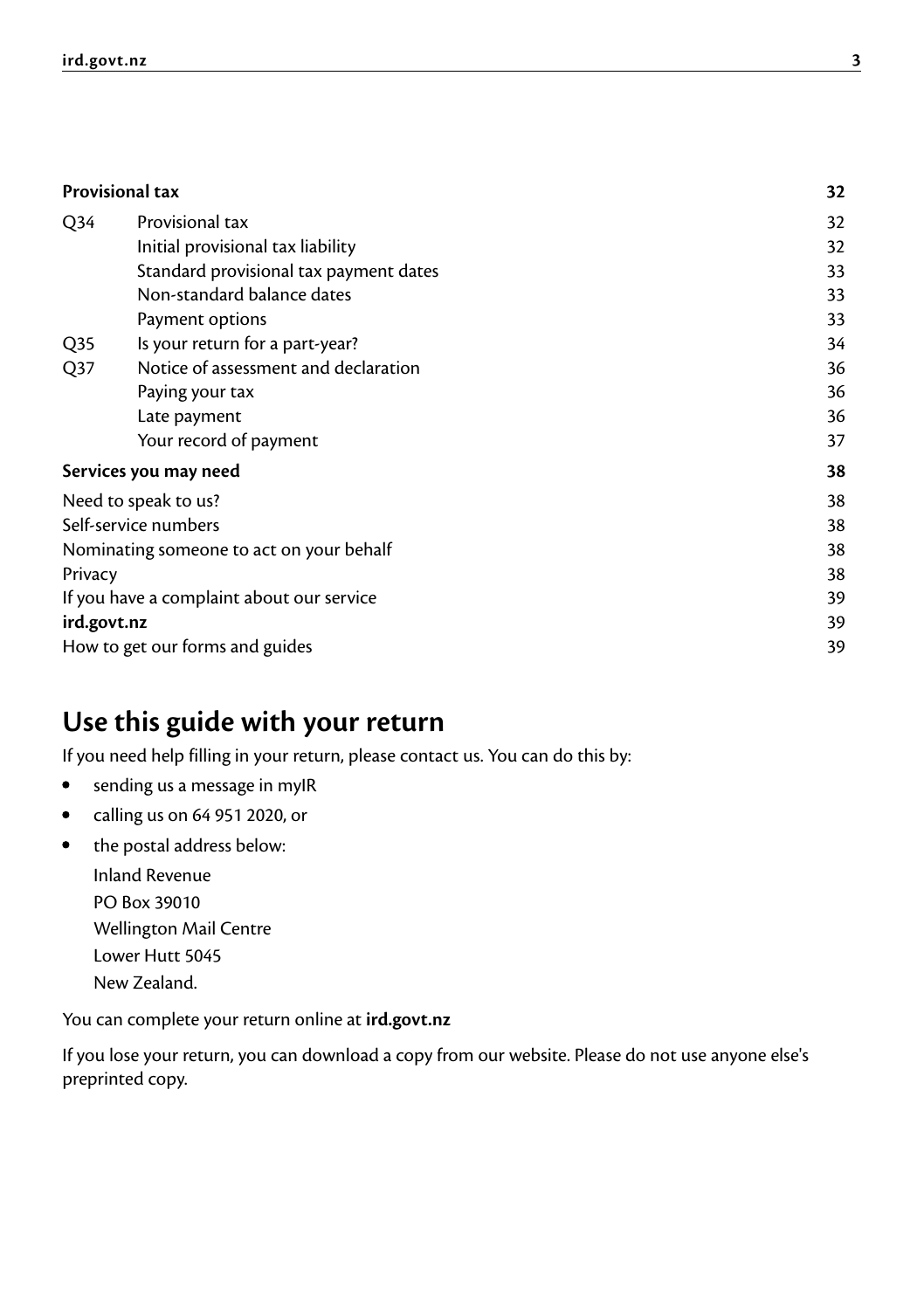| **Provisional tax** | | **32** |
|---|---|---|
| Q34 | Provisional tax | 32 |
| | Initial provisional tax liability | 32 |
| | Standard provisional tax payment dates | 33 |
| | Non-standard balance dates | 33 |
| | Payment options | 33 |
| Q35 | Is your return for a part-year? | 34 |
| Q37 | Notice of assessment and declaration | 36 |
| | Paying your tax | 36 |
| | Late payment | 36 |
| | Your record of payment | 37 |
| **Services you may need** | | **38** |
| Need to speak to us? | | 38 |
| Self-service numbers | | 38 |
| Nominating someone to act on your behalf | | 38 |
| Privacy | | 38 |
| If you have a complaint about our service | | 39 |
| **ird.govt.nz** | | 39 |
| How to get our forms and guides | | 39 |

# Use this guide with your return

If you need help filling in your return, please contact us. You can do this by:

- sending us a message in myIR
- calling us on 64 951 2020, or
- the postal address below:

  Inland Revenue
  PO Box 39010
  Wellington Mail Centre
  Lower Hutt 5045
  New Zealand.

You can complete your return online at **ird.govt.nz**

If you lose your return, you can download a copy from our website. Please do not use anyone else's preprinted copy.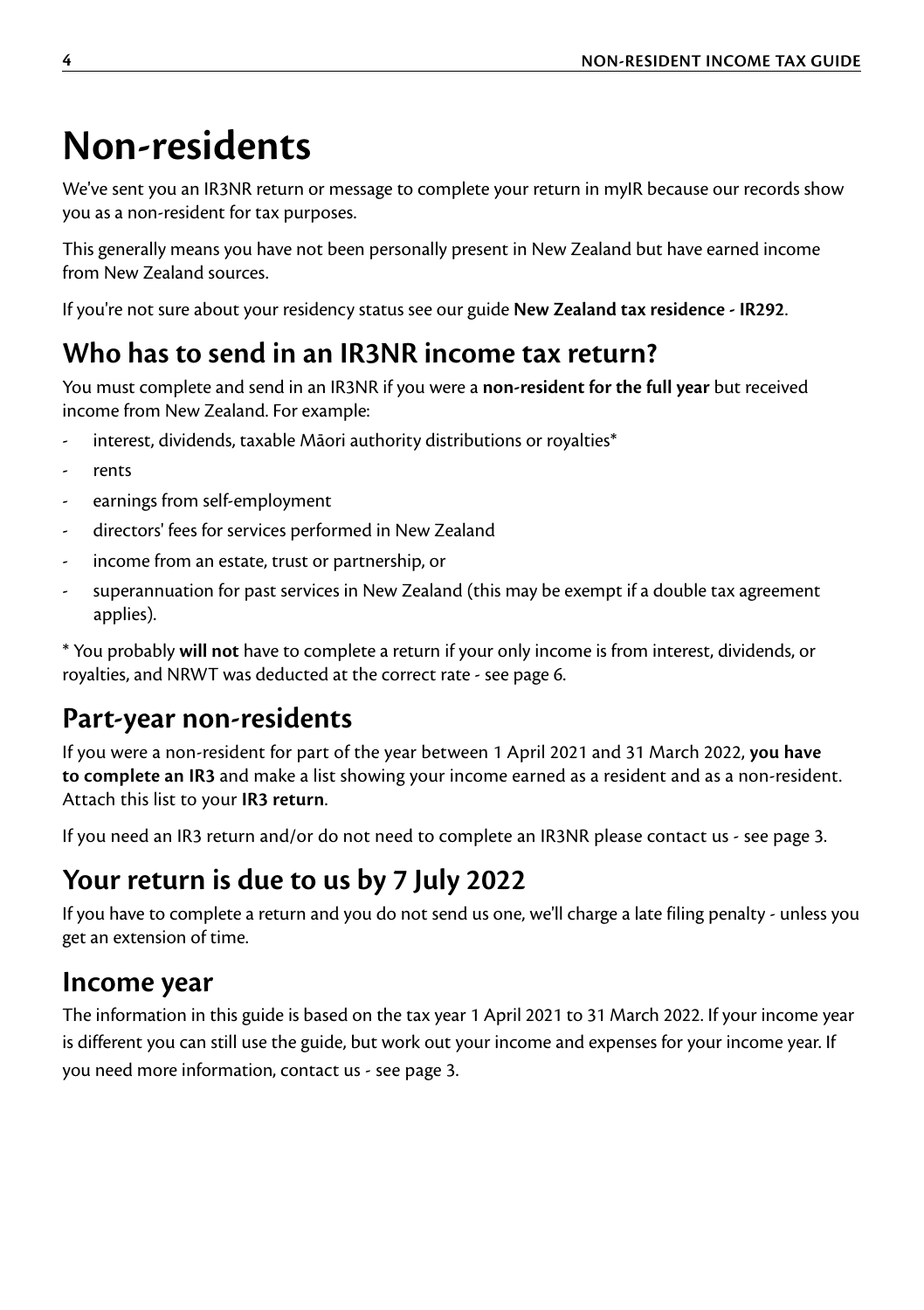# Non-residents

We've sent you an IR3NR return or message to complete your return in myIR because our records show you as a non-resident for tax purposes.

This generally means you have not been personally present in New Zealand but have earned income from New Zealand sources.

If you're not sure about your residency status see our guide **New Zealand tax residence - IR292**.

## Who has to send in an IR3NR income tax return?

You must complete and send in an IR3NR if you were a **non-resident for the full year** but received income from New Zealand. For example:

- interest, dividends, taxable Māori authority distributions or royalties*
- rents
- earnings from self-employment
- directors' fees for services performed in New Zealand
- income from an estate, trust or partnership, or
- superannuation for past services in New Zealand (this may be exempt if a double tax agreement applies).

* You probably **will not** have to complete a return if your only income is from interest, dividends, or royalties, and NRWT was deducted at the correct rate - see page 6.

## Part-year non-residents

If you were a non-resident for part of the year between 1 April 2021 and 31 March 2022, **you have to complete an IR3** and make a list showing your income earned as a resident and as a non-resident. Attach this list to your **IR3 return**.

If you need an IR3 return and/or do not need to complete an IR3NR please contact us - see page 3.

## Your return is due to us by 7 July 2022

If you have to complete a return and you do not send us one, we'll charge a late filing penalty - unless you get an extension of time.

## Income year

The information in this guide is based on the tax year 1 April 2021 to 31 March 2022. If your income year is different you can still use the guide, but work out your income and expenses for your income year. If you need more information, contact us - see page 3.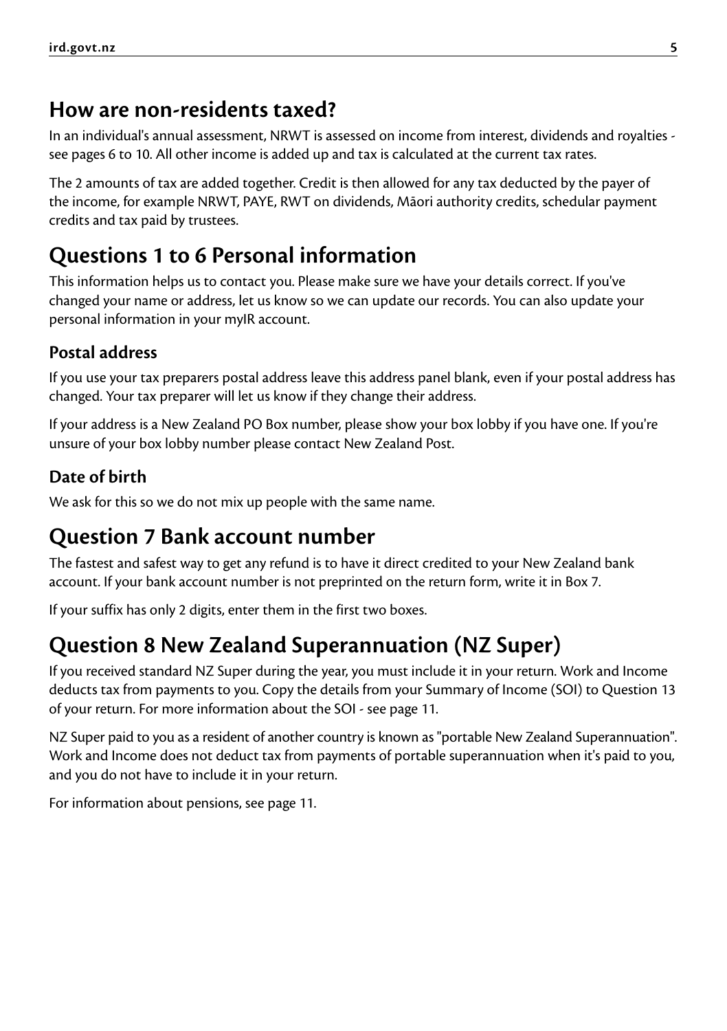## How are non-residents taxed?

In an individual's annual assessment, NRWT is assessed on income from interest, dividends and royalties - see pages 6 to 10. All other income is added up and tax is calculated at the current tax rates.

The 2 amounts of tax are added together. Credit is then allowed for any tax deducted by the payer of the income, for example NRWT, PAYE, RWT on dividends, Māori authority credits, schedular payment credits and tax paid by trustees.

## Questions 1 to 6 Personal information

This information helps us to contact you. Please make sure we have your details correct. If you've changed your name or address, let us know so we can update our records. You can also update your personal information in your myIR account.

### Postal address

If you use your tax preparers postal address leave this address panel blank, even if your postal address has changed. Your tax preparer will let us know if they change their address.

If your address is a New Zealand PO Box number, please show your box lobby if you have one. If you're unsure of your box lobby number please contact New Zealand Post.

### Date of birth

We ask for this so we do not mix up people with the same name.

## Question 7 Bank account number

The fastest and safest way to get any refund is to have it direct credited to your New Zealand bank account. If your bank account number is not preprinted on the return form, write it in Box 7.

If your suffix has only 2 digits, enter them in the first two boxes.

## Question 8 New Zealand Superannuation (NZ Super)

If you received standard NZ Super during the year, you must include it in your return. Work and Income deducts tax from payments to you. Copy the details from your Summary of Income (SOI) to Question 13 of your return. For more information about the SOI - see page 11.

NZ Super paid to you as a resident of another country is known as "portable New Zealand Superannuation". Work and Income does not deduct tax from payments of portable superannuation when it's paid to you, and you do not have to include it in your return.

For information about pensions, see page 11.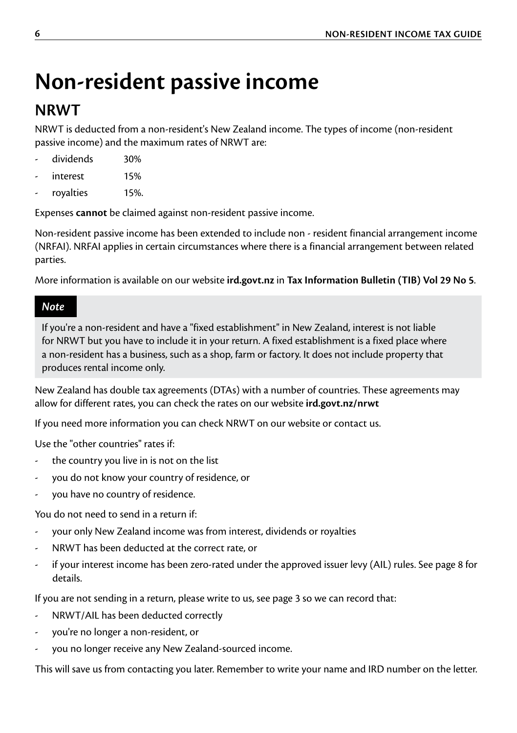# Non-resident passive income

## NRWT

NRWT is deducted from a non-resident's New Zealand income. The types of income (non-resident passive income) and the maximum rates of NRWT are:

- dividends 30%
- interest 15%
- royalties 15%.

Expenses **cannot** be claimed against non-resident passive income.

Non-resident passive income has been extended to include non - resident financial arrangement income (NRFAI). NRFAI applies in certain circumstances where there is a financial arrangement between related parties.

More information is available on our website **ird.govt.nz** in **Tax Information Bulletin (TIB) Vol 29 No 5**.

> ***Note***
>
> If you're a non-resident and have a "fixed establishment" in New Zealand, interest is not liable for NRWT but you have to include it in your return. A fixed establishment is a fixed place where a non-resident has a business, such as a shop, farm or factory. It does not include property that produces rental income only.

New Zealand has double tax agreements (DTAs) with a number of countries. These agreements may allow for different rates, you can check the rates on our website **ird.govt.nz/nrwt**

If you need more information you can check NRWT on our website or contact us.

Use the "other countries" rates if:

- the country you live in is not on the list
- you do not know your country of residence, or
- you have no country of residence.

You do not need to send in a return if:

- your only New Zealand income was from interest, dividends or royalties
- NRWT has been deducted at the correct rate, or
- if your interest income has been zero-rated under the approved issuer levy (AIL) rules. See page 8 for details.

If you are not sending in a return, please write to us, see page 3 so we can record that:

- NRWT/AIL has been deducted correctly
- you're no longer a non-resident, or
- you no longer receive any New Zealand-sourced income.

This will save us from contacting you later. Remember to write your name and IRD number on the letter.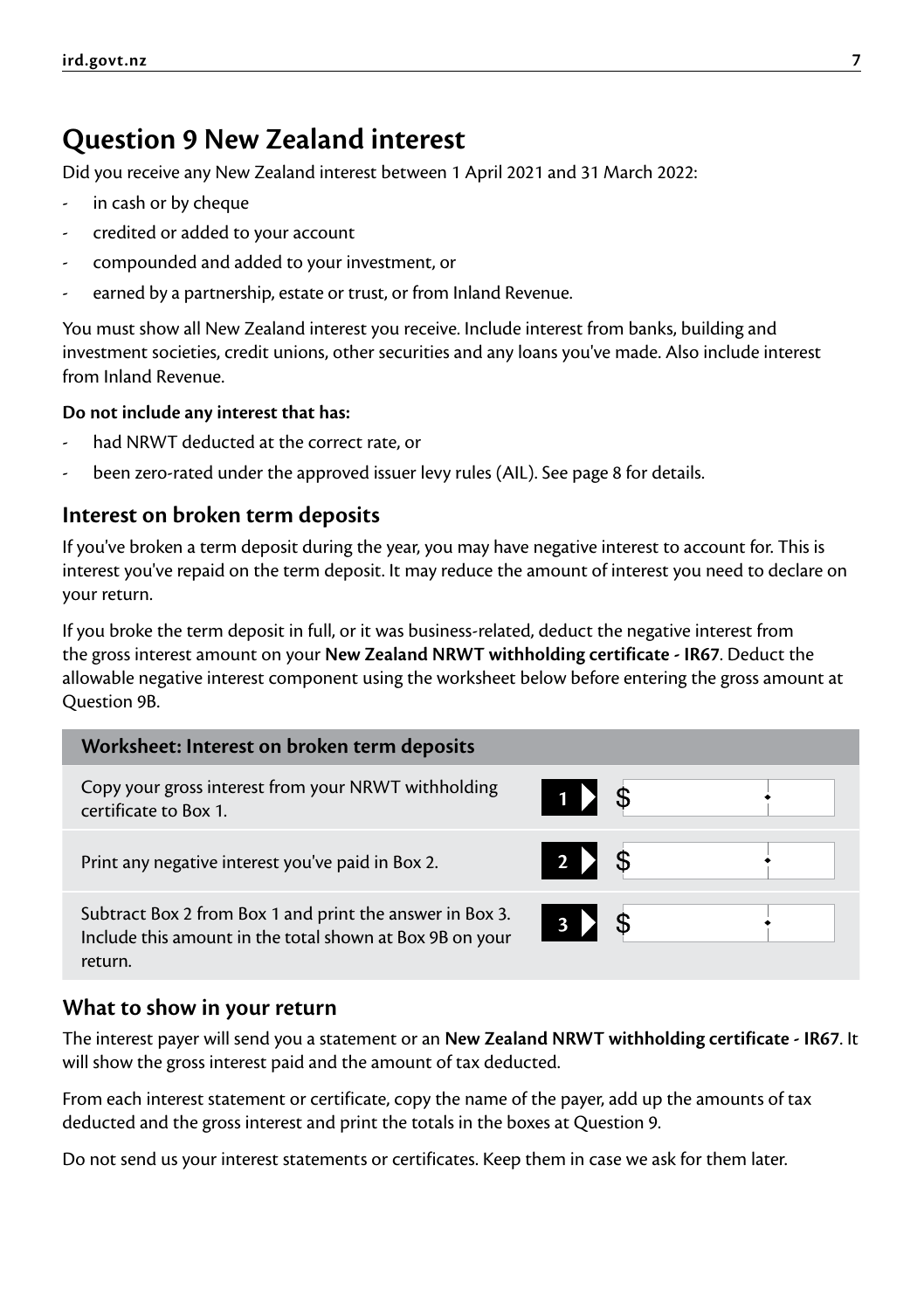# Question 9 New Zealand interest

Did you receive any New Zealand interest between 1 April 2021 and 31 March 2022:

- in cash or by cheque
- credited or added to your account
- compounded and added to your investment, or
- earned by a partnership, estate or trust, or from Inland Revenue.

You must show all New Zealand interest you receive. Include interest from banks, building and investment societies, credit unions, other securities and any loans you've made. Also include interest from Inland Revenue.

**Do not include any interest that has:**

- had NRWT deducted at the correct rate, or
- been zero-rated under the approved issuer levy rules (AIL). See page 8 for details.

## Interest on broken term deposits

If you've broken a term deposit during the year, you may have negative interest to account for. This is interest you've repaid on the term deposit. It may reduce the amount of interest you need to declare on your return.

If you broke the term deposit in full, or it was business-related, deduct the negative interest from the gross interest amount on your **New Zealand NRWT withholding certificate - IR67**. Deduct the allowable negative interest component using the worksheet below before entering the gross amount at Question 9B.

| Worksheet: Interest on broken term deposits | | |
|---|---|---|
| Copy your gross interest from your NRWT withholding certificate to Box 1. | 1 | $ |
| Print any negative interest you've paid in Box 2. | 2 | $ |
| Subtract Box 2 from Box 1 and print the answer in Box 3. Include this amount in the total shown at Box 9B on your return. | 3 | $ |

## What to show in your return

The interest payer will send you a statement or an **New Zealand NRWT withholding certificate - IR67**. It will show the gross interest paid and the amount of tax deducted.

From each interest statement or certificate, copy the name of the payer, add up the amounts of tax deducted and the gross interest and print the totals in the boxes at Question 9.

Do not send us your interest statements or certificates. Keep them in case we ask for them later.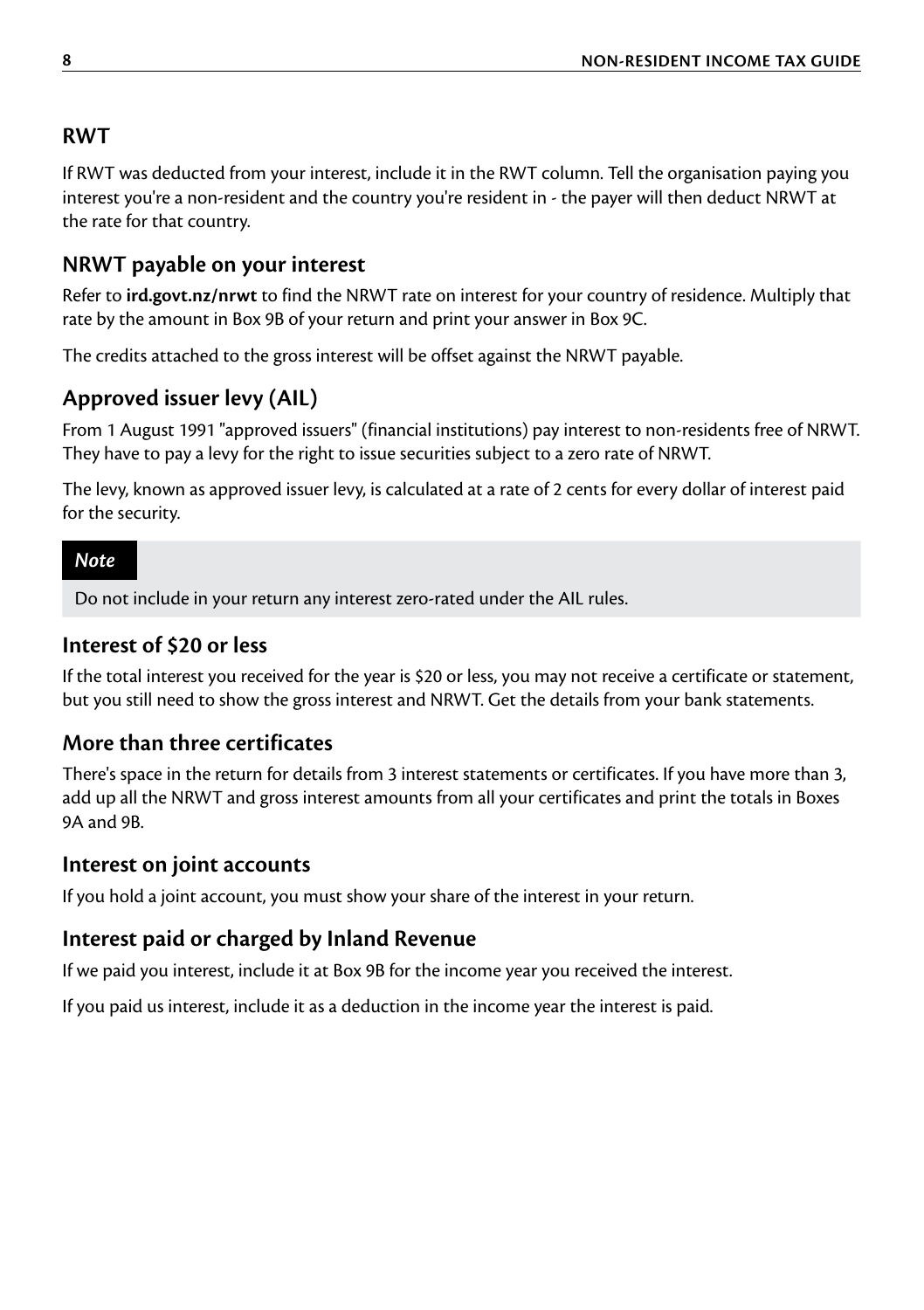## RWT

If RWT was deducted from your interest, include it in the RWT column. Tell the organisation paying you interest you're a non-resident and the country you're resident in - the payer will then deduct NRWT at the rate for that country.

## NRWT payable on your interest

Refer to **ird.govt.nz/nrwt** to find the NRWT rate on interest for your country of residence. Multiply that rate by the amount in Box 9B of your return and print your answer in Box 9C.

The credits attached to the gross interest will be offset against the NRWT payable.

## Approved issuer levy (AIL)

From 1 August 1991 "approved issuers" (financial institutions) pay interest to non-residents free of NRWT. They have to pay a levy for the right to issue securities subject to a zero rate of NRWT.

The levy, known as approved issuer levy, is calculated at a rate of 2 cents for every dollar of interest paid for the security.

> ***Note***
>
> Do not include in your return any interest zero-rated under the AIL rules.

## Interest of $20 or less

If the total interest you received for the year is $20 or less, you may not receive a certificate or statement, but you still need to show the gross interest and NRWT. Get the details from your bank statements.

## More than three certificates

There's space in the return for details from 3 interest statements or certificates. If you have more than 3, add up all the NRWT and gross interest amounts from all your certificates and print the totals in Boxes 9A and 9B.

## Interest on joint accounts

If you hold a joint account, you must show your share of the interest in your return.

## Interest paid or charged by Inland Revenue

If we paid you interest, include it at Box 9B for the income year you received the interest.

If you paid us interest, include it as a deduction in the income year the interest is paid.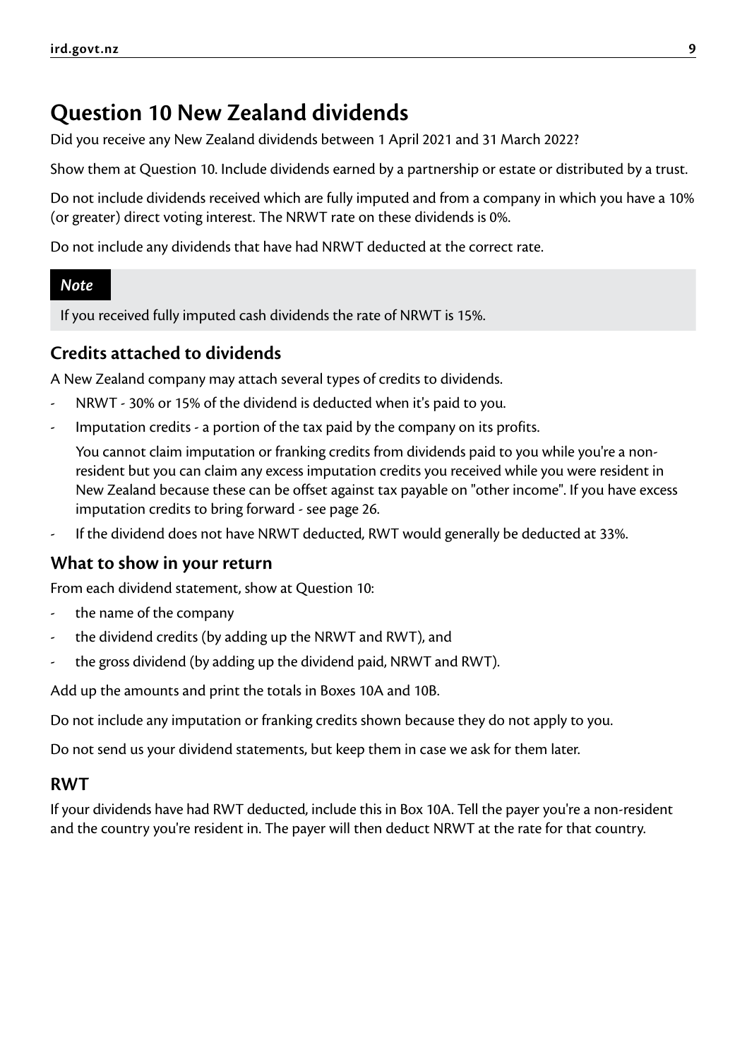## Question 10 New Zealand dividends

Did you receive any New Zealand dividends between 1 April 2021 and 31 March 2022?

Show them at Question 10. Include dividends earned by a partnership or estate or distributed by a trust.

Do not include dividends received which are fully imputed and from a company in which you have a 10% (or greater) direct voting interest. The NRWT rate on these dividends is 0%.

Do not include any dividends that have had NRWT deducted at the correct rate.

> ***Note***
>
> If you received fully imputed cash dividends the rate of NRWT is 15%.

### Credits attached to dividends

A New Zealand company may attach several types of credits to dividends.

- NRWT - 30% or 15% of the dividend is deducted when it's paid to you.
- Imputation credits - a portion of the tax paid by the company on its profits.

  You cannot claim imputation or franking credits from dividends paid to you while you're a non-resident but you can claim any excess imputation credits you received while you were resident in New Zealand because these can be offset against tax payable on "other income". If you have excess imputation credits to bring forward - see page 26.
- If the dividend does not have NRWT deducted, RWT would generally be deducted at 33%.

### What to show in your return

From each dividend statement, show at Question 10:

- the name of the company
- the dividend credits (by adding up the NRWT and RWT), and
- the gross dividend (by adding up the dividend paid, NRWT and RWT).

Add up the amounts and print the totals in Boxes 10A and 10B.

Do not include any imputation or franking credits shown because they do not apply to you.

Do not send us your dividend statements, but keep them in case we ask for them later.

### RWT

If your dividends have had RWT deducted, include this in Box 10A. Tell the payer you're a non-resident and the country you're resident in. The payer will then deduct NRWT at the rate for that country.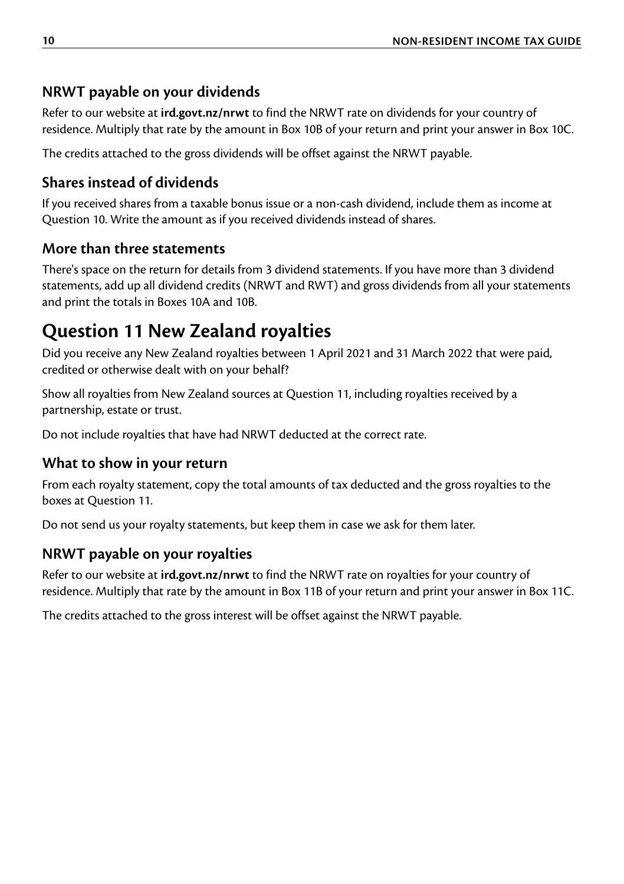### NRWT payable on your dividends

Refer to our website at **ird.govt.nz/nrwt** to find the NRWT rate on dividends for your country of residence. Multiply that rate by the amount in Box 10B of your return and print your answer in Box 10C.

The credits attached to the gross dividends will be offset against the NRWT payable.

### Shares instead of dividends

If you received shares from a taxable bonus issue or a non-cash dividend, include them as income at Question 10. Write the amount as if you received dividends instead of shares.

### More than three statements

There's space on the return for details from 3 dividend statements. If you have more than 3 dividend statements, add up all dividend credits (NRWT and RWT) and gross dividends from all your statements and print the totals in Boxes 10A and 10B.

## Question 11 New Zealand royalties

Did you receive any New Zealand royalties between 1 April 2021 and 31 March 2022 that were paid, credited or otherwise dealt with on your behalf?

Show all royalties from New Zealand sources at Question 11, including royalties received by a partnership, estate or trust.

Do not include royalties that have had NRWT deducted at the correct rate.

### What to show in your return

From each royalty statement, copy the total amounts of tax deducted and the gross royalties to the boxes at Question 11.

Do not send us your royalty statements, but keep them in case we ask for them later.

### NRWT payable on your royalties

Refer to our website at **ird.govt.nz/nrwt** to find the NRWT rate on royalties for your country of residence. Multiply that rate by the amount in Box 11B of your return and print your answer in Box 11C.

The credits attached to the gross interest will be offset against the NRWT payable.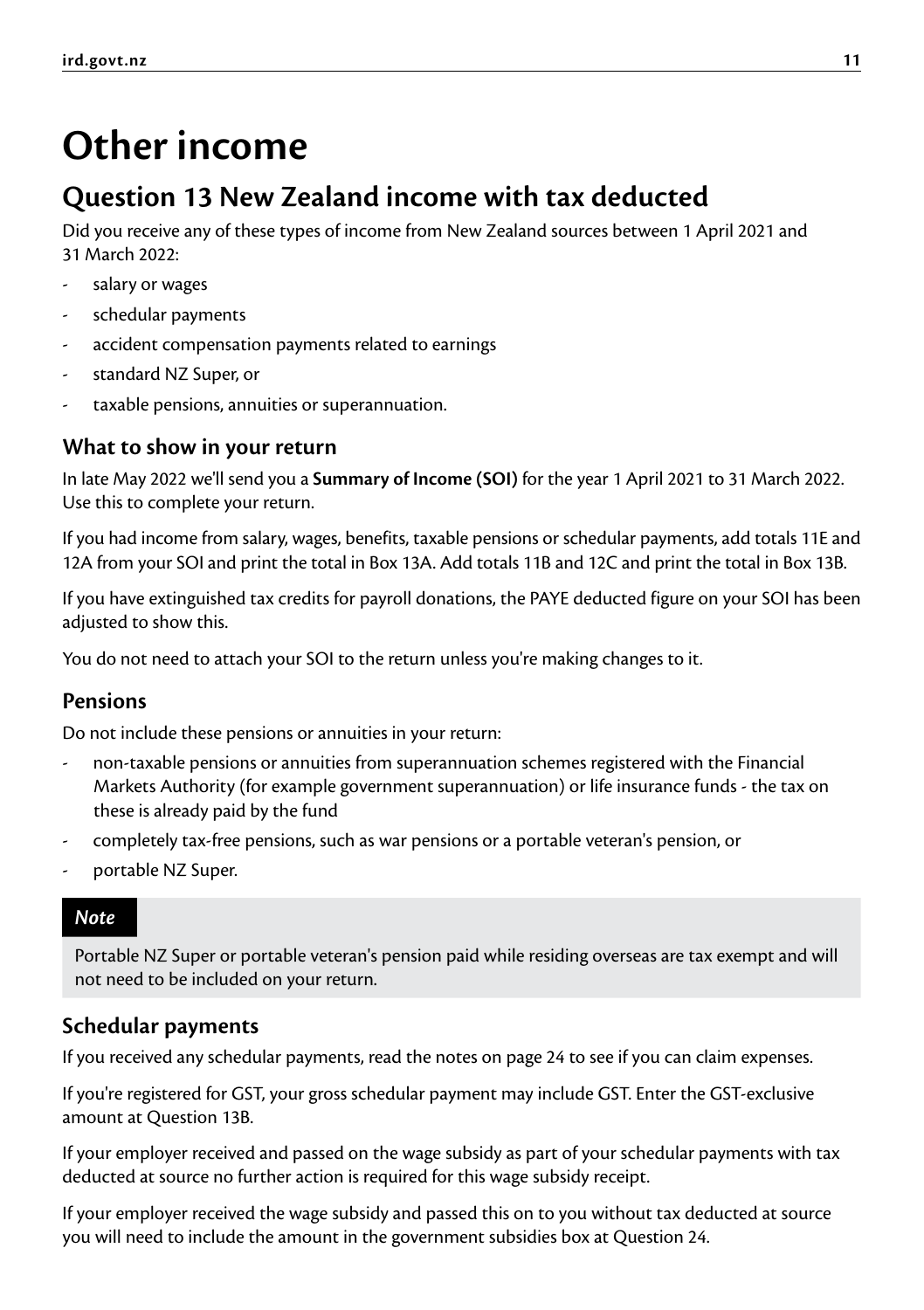# Other income

## Question 13 New Zealand income with tax deducted

Did you receive any of these types of income from New Zealand sources between 1 April 2021 and 31 March 2022:

- salary or wages
- schedular payments
- accident compensation payments related to earnings
- standard NZ Super, or
- taxable pensions, annuities or superannuation.

### What to show in your return

In late May 2022 we'll send you a **Summary of Income (SOI)** for the year 1 April 2021 to 31 March 2022. Use this to complete your return.

If you had income from salary, wages, benefits, taxable pensions or schedular payments, add totals 11E and 12A from your SOI and print the total in Box 13A. Add totals 11B and 12C and print the total in Box 13B.

If you have extinguished tax credits for payroll donations, the PAYE deducted figure on your SOI has been adjusted to show this.

You do not need to attach your SOI to the return unless you're making changes to it.

### Pensions

Do not include these pensions or annuities in your return:

- non-taxable pensions or annuities from superannuation schemes registered with the Financial Markets Authority (for example government superannuation) or life insurance funds - the tax on these is already paid by the fund
- completely tax-free pensions, such as war pensions or a portable veteran's pension, or
- portable NZ Super.

> ***Note***
>
> Portable NZ Super or portable veteran's pension paid while residing overseas are tax exempt and will not need to be included on your return.

### Schedular payments

If you received any schedular payments, read the notes on page 24 to see if you can claim expenses.

If you're registered for GST, your gross schedular payment may include GST. Enter the GST-exclusive amount at Question 13B.

If your employer received and passed on the wage subsidy as part of your schedular payments with tax deducted at source no further action is required for this wage subsidy receipt.

If your employer received the wage subsidy and passed this on to you without tax deducted at source you will need to include the amount in the government subsidies box at Question 24.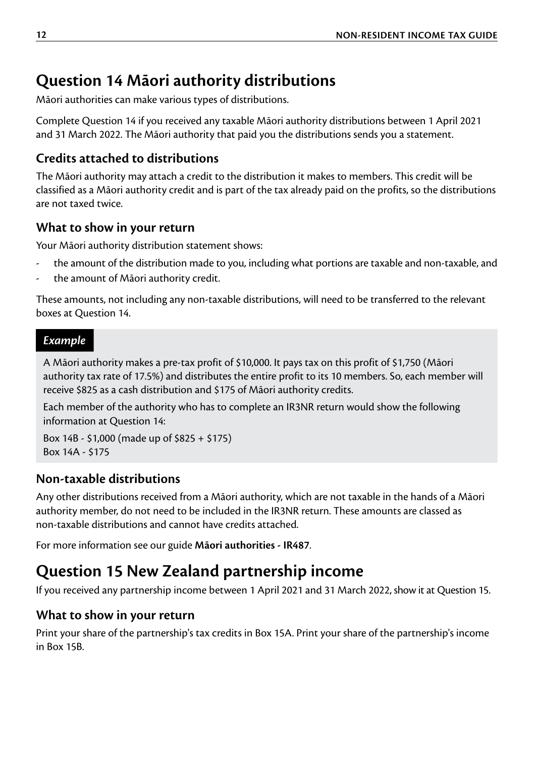## Question 14 Māori authority distributions

Māori authorities can make various types of distributions.

Complete Question 14 if you received any taxable Māori authority distributions between 1 April 2021 and 31 March 2022. The Māori authority that paid you the distributions sends you a statement.

### Credits attached to distributions

The Māori authority may attach a credit to the distribution it makes to members. This credit will be classified as a Māori authority credit and is part of the tax already paid on the profits, so the distributions are not taxed twice.

### What to show in your return

Your Māori authority distribution statement shows:

- the amount of the distribution made to you, including what portions are taxable and non-taxable, and
- the amount of Māori authority credit.

These amounts, not including any non-taxable distributions, will need to be transferred to the relevant boxes at Question 14.

> ***Example***
>
> A Māori authority makes a pre-tax profit of $10,000. It pays tax on this profit of $1,750 (Māori authority tax rate of 17.5%) and distributes the entire profit to its 10 members. So, each member will receive $825 as a cash distribution and $175 of Māori authority credits.
>
> Each member of the authority who has to complete an IR3NR return would show the following information at Question 14:
>
> Box 14B - $1,000 (made up of $825 + $175)
> Box 14A - $175

### Non-taxable distributions

Any other distributions received from a Māori authority, which are not taxable in the hands of a Māori authority member, do not need to be included in the IR3NR return. These amounts are classed as non-taxable distributions and cannot have credits attached.

For more information see our guide **Māori authorities - IR487**.

## Question 15 New Zealand partnership income

If you received any partnership income between 1 April 2021 and 31 March 2022, show it at Question 15.

### What to show in your return

Print your share of the partnership's tax credits in Box 15A. Print your share of the partnership's income in Box 15B.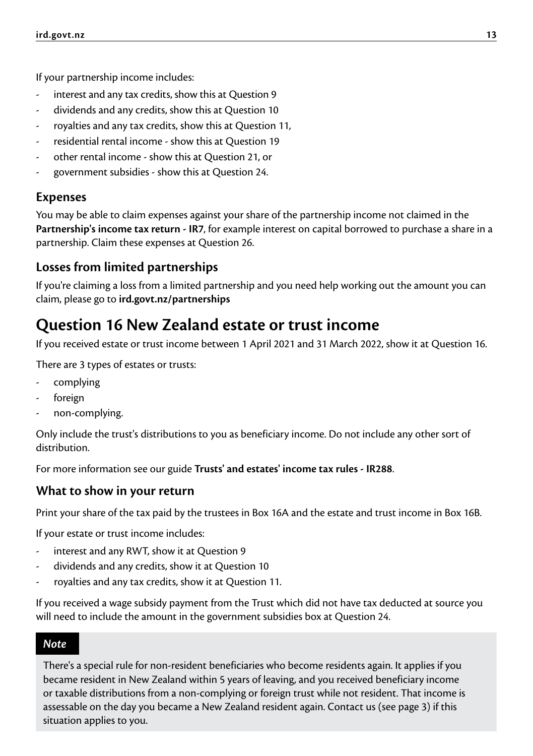If your partnership income includes:

- interest and any tax credits, show this at Question 9
- dividends and any credits, show this at Question 10
- royalties and any tax credits, show this at Question 11,
- residential rental income - show this at Question 19
- other rental income - show this at Question 21, or
- government subsidies - show this at Question 24.

### Expenses

You may be able to claim expenses against your share of the partnership income not claimed in the **Partnership's income tax return - IR7**, for example interest on capital borrowed to purchase a share in a partnership. Claim these expenses at Question 26.

### Losses from limited partnerships

If you're claiming a loss from a limited partnership and you need help working out the amount you can claim, please go to **ird.govt.nz/partnerships**

## Question 16 New Zealand estate or trust income

If you received estate or trust income between 1 April 2021 and 31 March 2022, show it at Question 16.

There are 3 types of estates or trusts:

- complying
- foreign
- non-complying.

Only include the trust's distributions to you as beneficiary income. Do not include any other sort of distribution.

For more information see our guide **Trusts' and estates' income tax rules - IR288**.

### What to show in your return

Print your share of the tax paid by the trustees in Box 16A and the estate and trust income in Box 16B.

If your estate or trust income includes:

- interest and any RWT, show it at Question 9
- dividends and any credits, show it at Question 10
- royalties and any tax credits, show it at Question 11.

If you received a wage subsidy payment from the Trust which did not have tax deducted at source you will need to include the amount in the government subsidies box at Question 24.

***Note***

There's a special rule for non-resident beneficiaries who become residents again. It applies if you became resident in New Zealand within 5 years of leaving, and you received beneficiary income or taxable distributions from a non-complying or foreign trust while not resident. That income is assessable on the day you became a New Zealand resident again. Contact us (see page 3) if this situation applies to you.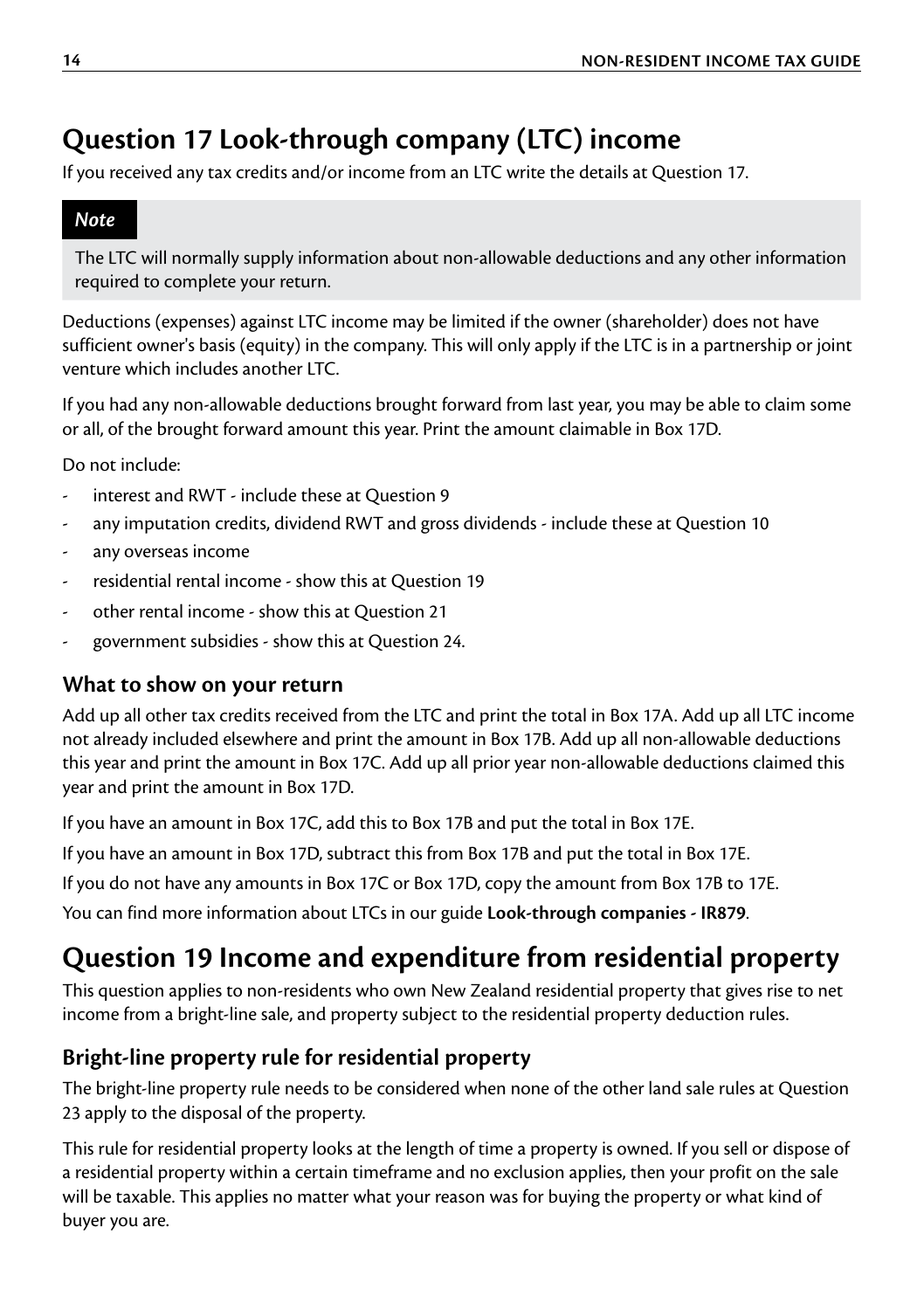## Question 17 Look-through company (LTC) income

If you received any tax credits and/or income from an LTC write the details at Question 17.

> ***Note***
>
> The LTC will normally supply information about non-allowable deductions and any other information required to complete your return.

Deductions (expenses) against LTC income may be limited if the owner (shareholder) does not have sufficient owner's basis (equity) in the company. This will only apply if the LTC is in a partnership or joint venture which includes another LTC.

If you had any non-allowable deductions brought forward from last year, you may be able to claim some or all, of the brought forward amount this year. Print the amount claimable in Box 17D.

Do not include:

- interest and RWT - include these at Question 9
- any imputation credits, dividend RWT and gross dividends - include these at Question 10
- any overseas income
- residential rental income - show this at Question 19
- other rental income - show this at Question 21
- government subsidies - show this at Question 24.

### What to show on your return

Add up all other tax credits received from the LTC and print the total in Box 17A. Add up all LTC income not already included elsewhere and print the amount in Box 17B. Add up all non-allowable deductions this year and print the amount in Box 17C. Add up all prior year non-allowable deductions claimed this year and print the amount in Box 17D.

If you have an amount in Box 17C, add this to Box 17B and put the total in Box 17E.

If you have an amount in Box 17D, subtract this from Box 17B and put the total in Box 17E.

If you do not have any amounts in Box 17C or Box 17D, copy the amount from Box 17B to 17E.

You can find more information about LTCs in our guide **Look-through companies - IR879**.

## Question 19 Income and expenditure from residential property

This question applies to non-residents who own New Zealand residential property that gives rise to net income from a bright-line sale, and property subject to the residential property deduction rules.

### Bright-line property rule for residential property

The bright-line property rule needs to be considered when none of the other land sale rules at Question 23 apply to the disposal of the property.

This rule for residential property looks at the length of time a property is owned. If you sell or dispose of a residential property within a certain timeframe and no exclusion applies, then your profit on the sale will be taxable. This applies no matter what your reason was for buying the property or what kind of buyer you are.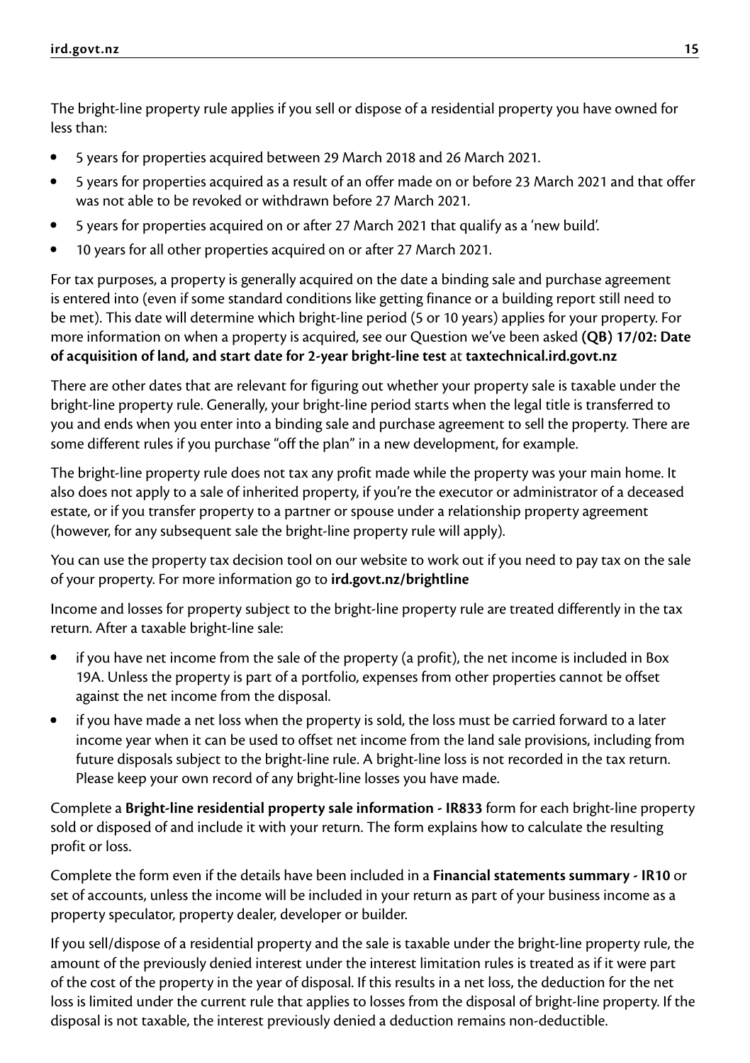The bright-line property rule applies if you sell or dispose of a residential property you have owned for less than:

- 5 years for properties acquired between 29 March 2018 and 26 March 2021.
- 5 years for properties acquired as a result of an offer made on or before 23 March 2021 and that offer was not able to be revoked or withdrawn before 27 March 2021.
- 5 years for properties acquired on or after 27 March 2021 that qualify as a 'new build'.
- 10 years for all other properties acquired on or after 27 March 2021.

For tax purposes, a property is generally acquired on the date a binding sale and purchase agreement is entered into (even if some standard conditions like getting finance or a building report still need to be met). This date will determine which bright-line period (5 or 10 years) applies for your property. For more information on when a property is acquired, see our Question we've been asked **(QB) 17/02: Date of acquisition of land, and start date for 2-year bright-line test** at **taxtechnical.ird.govt.nz**

There are other dates that are relevant for figuring out whether your property sale is taxable under the bright-line property rule. Generally, your bright-line period starts when the legal title is transferred to you and ends when you enter into a binding sale and purchase agreement to sell the property. There are some different rules if you purchase "off the plan" in a new development, for example.

The bright-line property rule does not tax any profit made while the property was your main home. It also does not apply to a sale of inherited property, if you're the executor or administrator of a deceased estate, or if you transfer property to a partner or spouse under a relationship property agreement (however, for any subsequent sale the bright-line property rule will apply).

You can use the property tax decision tool on our website to work out if you need to pay tax on the sale of your property. For more information go to **ird.govt.nz/brightline**

Income and losses for property subject to the bright-line property rule are treated differently in the tax return. After a taxable bright-line sale:

- if you have net income from the sale of the property (a profit), the net income is included in Box 19A. Unless the property is part of a portfolio, expenses from other properties cannot be offset against the net income from the disposal.
- if you have made a net loss when the property is sold, the loss must be carried forward to a later income year when it can be used to offset net income from the land sale provisions, including from future disposals subject to the bright-line rule. A bright-line loss is not recorded in the tax return. Please keep your own record of any bright-line losses you have made.

Complete a **Bright-line residential property sale information - IR833** form for each bright-line property sold or disposed of and include it with your return. The form explains how to calculate the resulting profit or loss.

Complete the form even if the details have been included in a **Financial statements summary - IR10** or set of accounts, unless the income will be included in your return as part of your business income as a property speculator, property dealer, developer or builder.

If you sell/dispose of a residential property and the sale is taxable under the bright-line property rule, the amount of the previously denied interest under the interest limitation rules is treated as if it were part of the cost of the property in the year of disposal. If this results in a net loss, the deduction for the net loss is limited under the current rule that applies to losses from the disposal of bright-line property. If the disposal is not taxable, the interest previously denied a deduction remains non-deductible.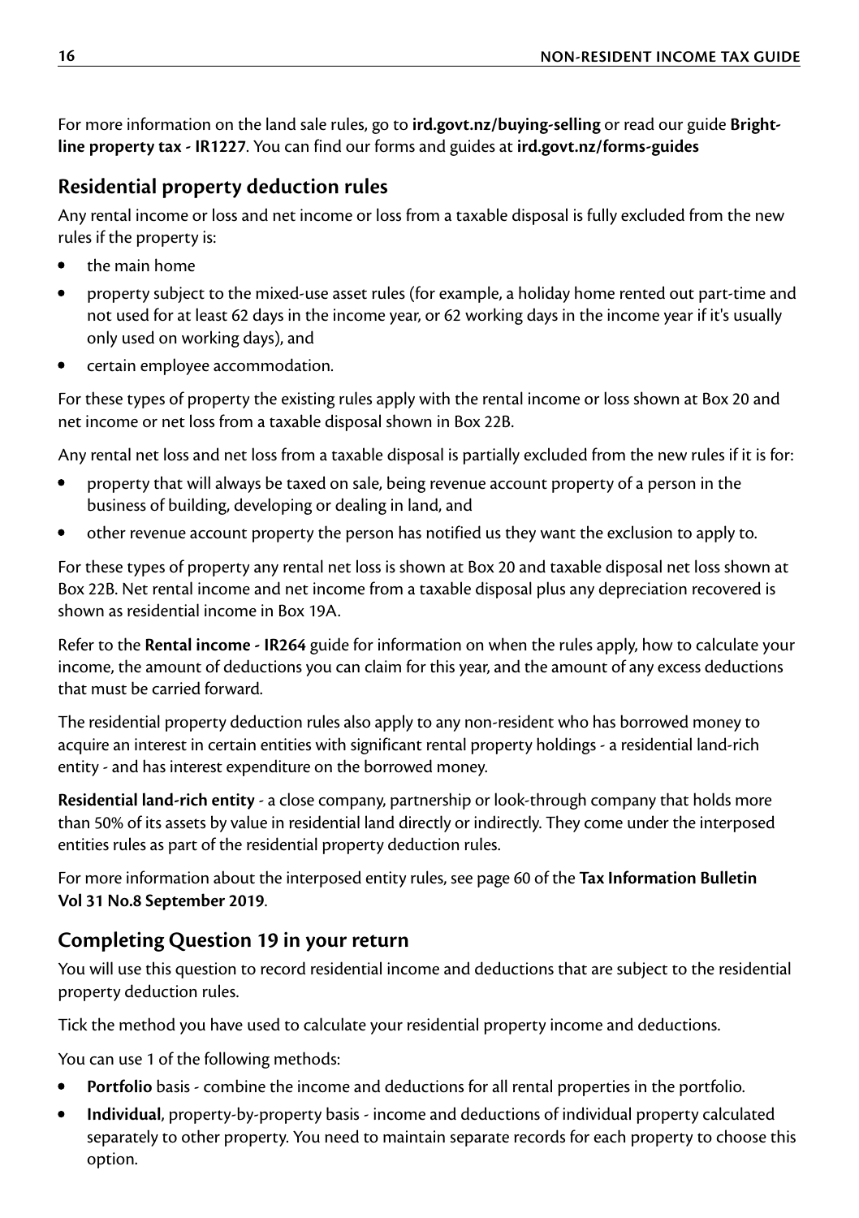For more information on the land sale rules, go to **ird.govt.nz/buying-selling** or read our guide **Bright-line property tax - IR1227**. You can find our forms and guides at **ird.govt.nz/forms-guides**

## Residential property deduction rules

Any rental income or loss and net income or loss from a taxable disposal is fully excluded from the new rules if the property is:

- the main home
- property subject to the mixed-use asset rules (for example, a holiday home rented out part-time and not used for at least 62 days in the income year, or 62 working days in the income year if it's usually only used on working days), and
- certain employee accommodation.

For these types of property the existing rules apply with the rental income or loss shown at Box 20 and net income or net loss from a taxable disposal shown in Box 22B.

Any rental net loss and net loss from a taxable disposal is partially excluded from the new rules if it is for:

- property that will always be taxed on sale, being revenue account property of a person in the business of building, developing or dealing in land, and
- other revenue account property the person has notified us they want the exclusion to apply to.

For these types of property any rental net loss is shown at Box 20 and taxable disposal net loss shown at Box 22B. Net rental income and net income from a taxable disposal plus any depreciation recovered is shown as residential income in Box 19A.

Refer to the **Rental income - IR264** guide for information on when the rules apply, how to calculate your income, the amount of deductions you can claim for this year, and the amount of any excess deductions that must be carried forward.

The residential property deduction rules also apply to any non-resident who has borrowed money to acquire an interest in certain entities with significant rental property holdings - a residential land-rich entity - and has interest expenditure on the borrowed money.

**Residential land-rich entity** - a close company, partnership or look-through company that holds more than 50% of its assets by value in residential land directly or indirectly. They come under the interposed entities rules as part of the residential property deduction rules.

For more information about the interposed entity rules, see page 60 of the **Tax Information Bulletin Vol 31 No.8 September 2019**.

## Completing Question 19 in your return

You will use this question to record residential income and deductions that are subject to the residential property deduction rules.

Tick the method you have used to calculate your residential property income and deductions.

You can use 1 of the following methods:

- **Portfolio** basis - combine the income and deductions for all rental properties in the portfolio.
- **Individual**, property-by-property basis - income and deductions of individual property calculated separately to other property. You need to maintain separate records for each property to choose this option.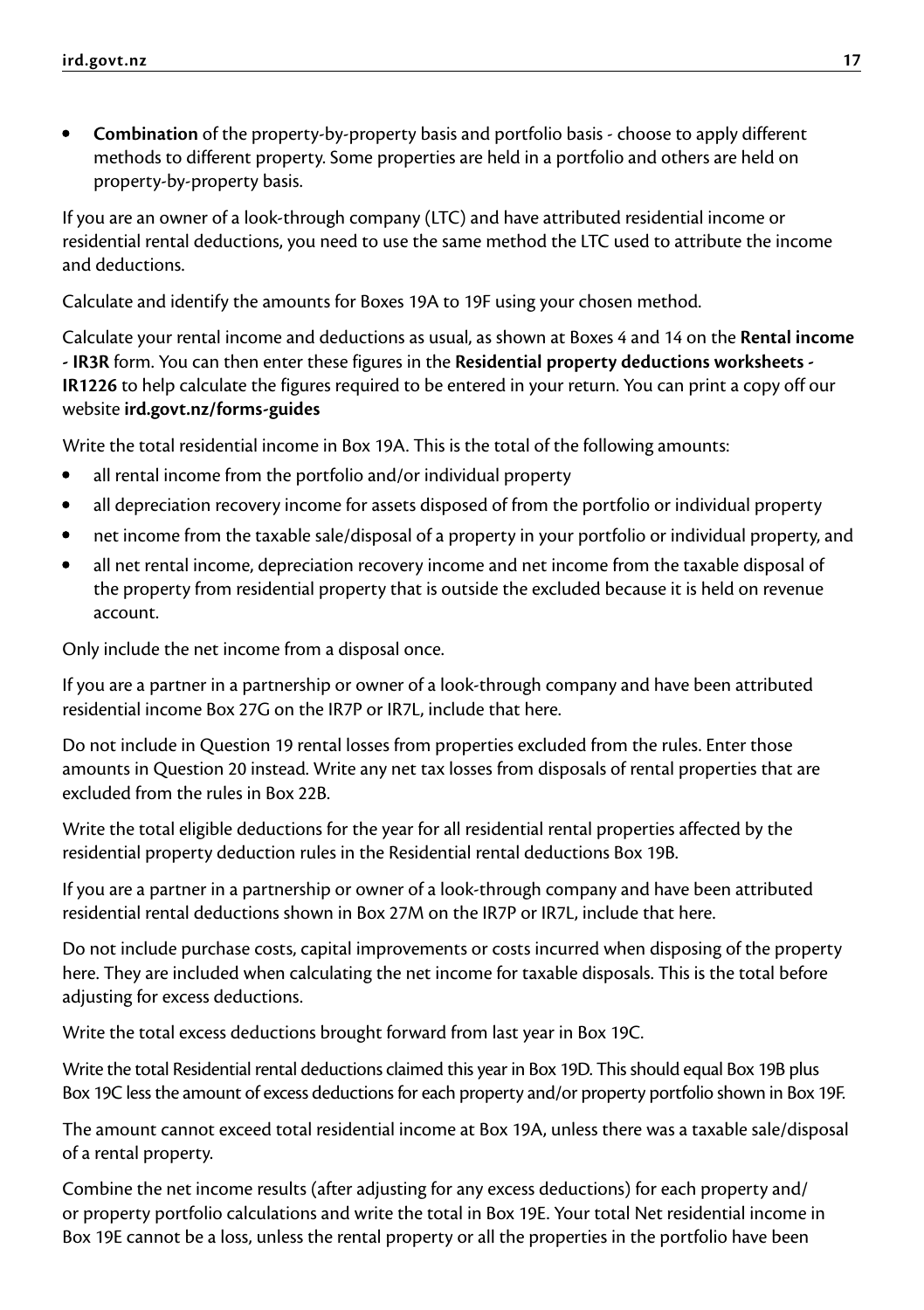- **Combination** of the property-by-property basis and portfolio basis - choose to apply different methods to different property. Some properties are held in a portfolio and others are held on property-by-property basis.

If you are an owner of a look-through company (LTC) and have attributed residential income or residential rental deductions, you need to use the same method the LTC used to attribute the income and deductions.

Calculate and identify the amounts for Boxes 19A to 19F using your chosen method.

Calculate your rental income and deductions as usual, as shown at Boxes 4 and 14 on the **Rental income - IR3R** form. You can then enter these figures in the **Residential property deductions worksheets - IR1226** to help calculate the figures required to be entered in your return. You can print a copy off our website **ird.govt.nz/forms-guides**

Write the total residential income in Box 19A. This is the total of the following amounts:

- all rental income from the portfolio and/or individual property
- all depreciation recovery income for assets disposed of from the portfolio or individual property
- net income from the taxable sale/disposal of a property in your portfolio or individual property, and
- all net rental income, depreciation recovery income and net income from the taxable disposal of the property from residential property that is outside the excluded because it is held on revenue account.

Only include the net income from a disposal once.

If you are a partner in a partnership or owner of a look-through company and have been attributed residential income Box 27G on the IR7P or IR7L, include that here.

Do not include in Question 19 rental losses from properties excluded from the rules. Enter those amounts in Question 20 instead. Write any net tax losses from disposals of rental properties that are excluded from the rules in Box 22B.

Write the total eligible deductions for the year for all residential rental properties affected by the residential property deduction rules in the Residential rental deductions Box 19B.

If you are a partner in a partnership or owner of a look-through company and have been attributed residential rental deductions shown in Box 27M on the IR7P or IR7L, include that here.

Do not include purchase costs, capital improvements or costs incurred when disposing of the property here. They are included when calculating the net income for taxable disposals. This is the total before adjusting for excess deductions.

Write the total excess deductions brought forward from last year in Box 19C.

Write the total Residential rental deductions claimed this year in Box 19D. This should equal Box 19B plus Box 19C less the amount of excess deductions for each property and/or property portfolio shown in Box 19F.

The amount cannot exceed total residential income at Box 19A, unless there was a taxable sale/disposal of a rental property.

Combine the net income results (after adjusting for any excess deductions) for each property and/or property portfolio calculations and write the total in Box 19E. Your total Net residential income in Box 19E cannot be a loss, unless the rental property or all the properties in the portfolio have been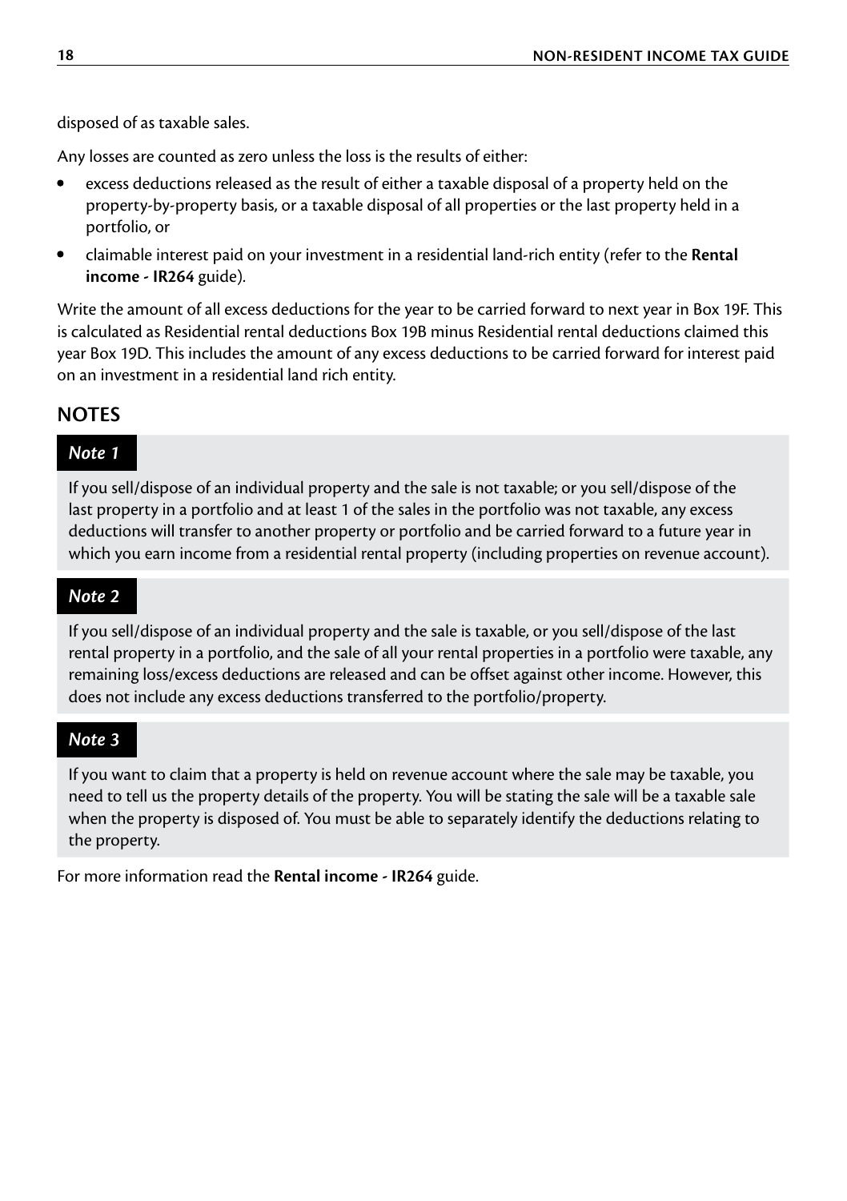disposed of as taxable sales.

Any losses are counted as zero unless the loss is the results of either:

- excess deductions released as the result of either a taxable disposal of a property held on the property-by-property basis, or a taxable disposal of all properties or the last property held in a portfolio, or
- claimable interest paid on your investment in a residential land-rich entity (refer to the **Rental income - IR264** guide).

Write the amount of all excess deductions for the year to be carried forward to next year in Box 19F. This is calculated as Residential rental deductions Box 19B minus Residential rental deductions claimed this year Box 19D. This includes the amount of any excess deductions to be carried forward for interest paid on an investment in a residential land rich entity.

## NOTES

### *Note 1*

If you sell/dispose of an individual property and the sale is not taxable; or you sell/dispose of the last property in a portfolio and at least 1 of the sales in the portfolio was not taxable, any excess deductions will transfer to another property or portfolio and be carried forward to a future year in which you earn income from a residential rental property (including properties on revenue account).

### *Note 2*

If you sell/dispose of an individual property and the sale is taxable, or you sell/dispose of the last rental property in a portfolio, and the sale of all your rental properties in a portfolio were taxable, any remaining loss/excess deductions are released and can be offset against other income. However, this does not include any excess deductions transferred to the portfolio/property.

### *Note 3*

If you want to claim that a property is held on revenue account where the sale may be taxable, you need to tell us the property details of the property. You will be stating the sale will be a taxable sale when the property is disposed of. You must be able to separately identify the deductions relating to the property.

For more information read the **Rental income - IR264** guide.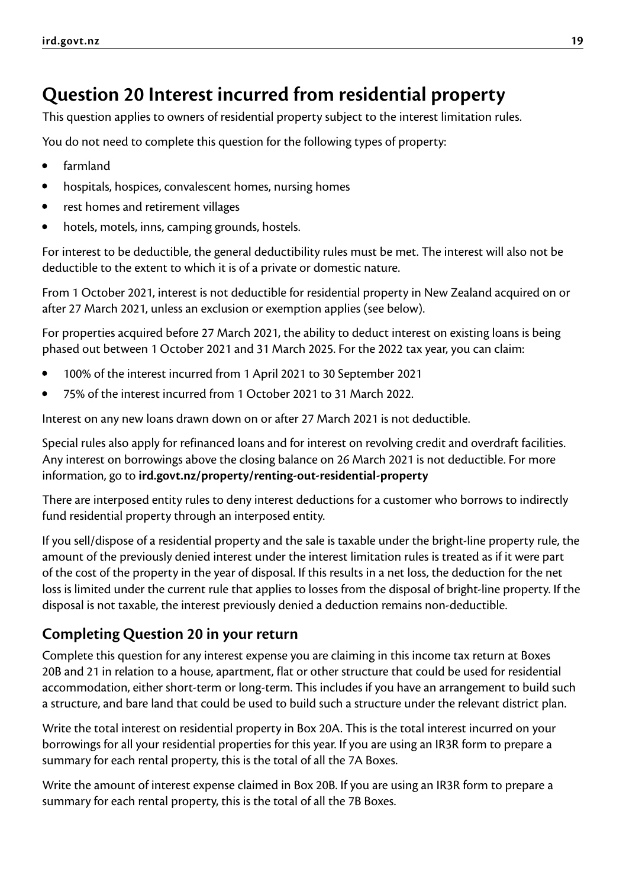# Question 20 Interest incurred from residential property

This question applies to owners of residential property subject to the interest limitation rules.

You do not need to complete this question for the following types of property:

- farmland
- hospitals, hospices, convalescent homes, nursing homes
- rest homes and retirement villages
- hotels, motels, inns, camping grounds, hostels.

For interest to be deductible, the general deductibility rules must be met. The interest will also not be deductible to the extent to which it is of a private or domestic nature.

From 1 October 2021, interest is not deductible for residential property in New Zealand acquired on or after 27 March 2021, unless an exclusion or exemption applies (see below).

For properties acquired before 27 March 2021, the ability to deduct interest on existing loans is being phased out between 1 October 2021 and 31 March 2025. For the 2022 tax year, you can claim:

- 100% of the interest incurred from 1 April 2021 to 30 September 2021
- 75% of the interest incurred from 1 October 2021 to 31 March 2022.

Interest on any new loans drawn down on or after 27 March 2021 is not deductible.

Special rules also apply for refinanced loans and for interest on revolving credit and overdraft facilities. Any interest on borrowings above the closing balance on 26 March 2021 is not deductible. For more information, go to **ird.govt.nz/property/renting-out-residential-property**

There are interposed entity rules to deny interest deductions for a customer who borrows to indirectly fund residential property through an interposed entity.

If you sell/dispose of a residential property and the sale is taxable under the bright-line property rule, the amount of the previously denied interest under the interest limitation rules is treated as if it were part of the cost of the property in the year of disposal. If this results in a net loss, the deduction for the net loss is limited under the current rule that applies to losses from the disposal of bright-line property. If the disposal is not taxable, the interest previously denied a deduction remains non-deductible.

## Completing Question 20 in your return

Complete this question for any interest expense you are claiming in this income tax return at Boxes 20B and 21 in relation to a house, apartment, flat or other structure that could be used for residential accommodation, either short-term or long-term. This includes if you have an arrangement to build such a structure, and bare land that could be used to build such a structure under the relevant district plan.

Write the total interest on residential property in Box 20A. This is the total interest incurred on your borrowings for all your residential properties for this year. If you are using an IR3R form to prepare a summary for each rental property, this is the total of all the 7A Boxes.

Write the amount of interest expense claimed in Box 20B. If you are using an IR3R form to prepare a summary for each rental property, this is the total of all the 7B Boxes.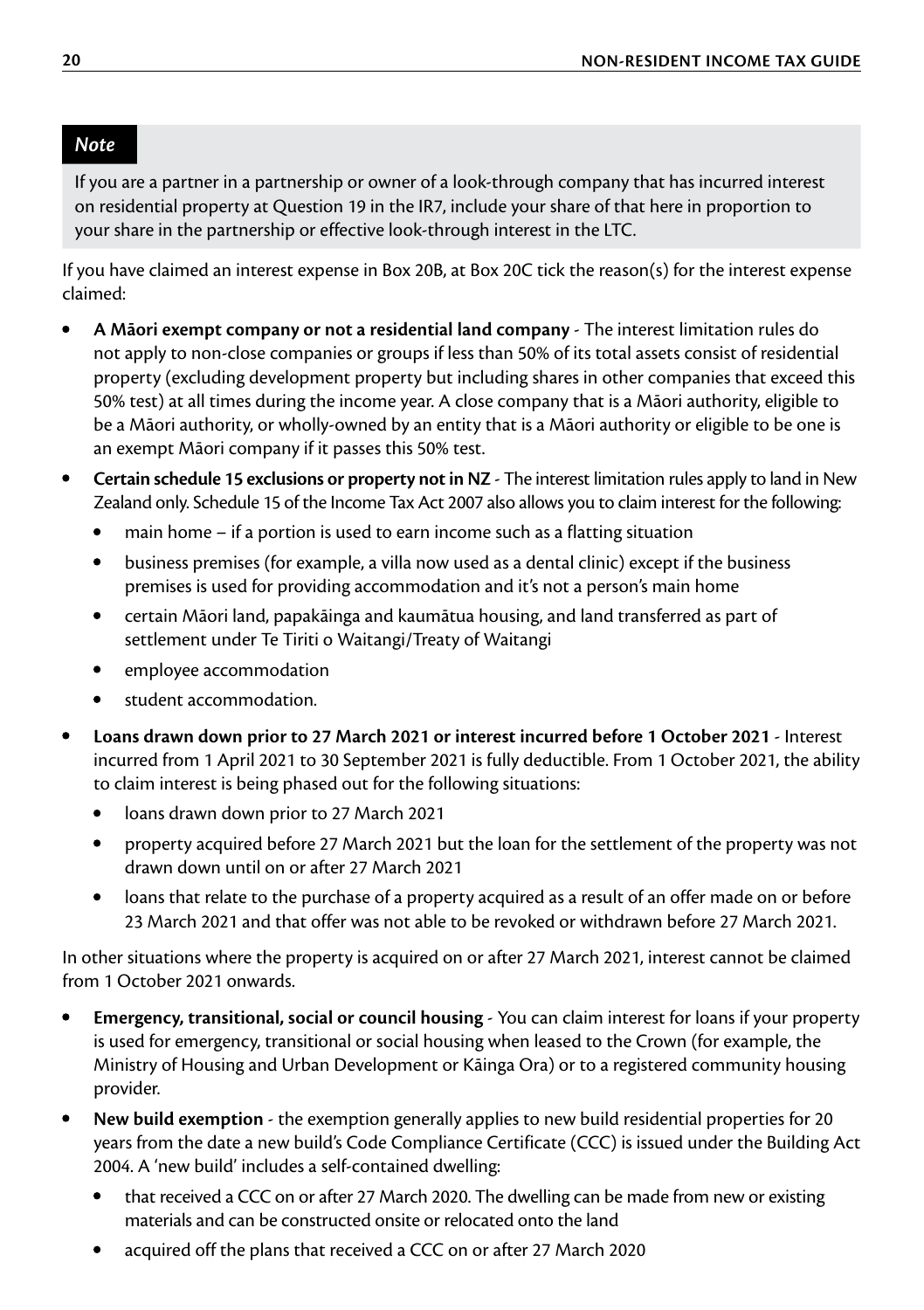> ***Note***
>
> If you are a partner in a partnership or owner of a look-through company that has incurred interest on residential property at Question 19 in the IR7, include your share of that here in proportion to your share in the partnership or effective look-through interest in the LTC.

If you have claimed an interest expense in Box 20B, at Box 20C tick the reason(s) for the interest expense claimed:

- **A Māori exempt company or not a residential land company** - The interest limitation rules do not apply to non-close companies or groups if less than 50% of its total assets consist of residential property (excluding development property but including shares in other companies that exceed this 50% test) at all times during the income year. A close company that is a Māori authority, eligible to be a Māori authority, or wholly-owned by an entity that is a Māori authority or eligible to be one is an exempt Māori company if it passes this 50% test.
- **Certain schedule 15 exclusions or property not in NZ** - The interest limitation rules apply to land in New Zealand only. Schedule 15 of the Income Tax Act 2007 also allows you to claim interest for the following:
  - main home – if a portion is used to earn income such as a flatting situation
  - business premises (for example, a villa now used as a dental clinic) except if the business premises is used for providing accommodation and it's not a person's main home
  - certain Māori land, papakāinga and kaumātua housing, and land transferred as part of settlement under Te Tiriti o Waitangi/Treaty of Waitangi
  - employee accommodation
  - student accommodation.
- **Loans drawn down prior to 27 March 2021 or interest incurred before 1 October 2021** - Interest incurred from 1 April 2021 to 30 September 2021 is fully deductible. From 1 October 2021, the ability to claim interest is being phased out for the following situations:
  - loans drawn down prior to 27 March 2021
  - property acquired before 27 March 2021 but the loan for the settlement of the property was not drawn down until on or after 27 March 2021
  - loans that relate to the purchase of a property acquired as a result of an offer made on or before 23 March 2021 and that offer was not able to be revoked or withdrawn before 27 March 2021.

In other situations where the property is acquired on or after 27 March 2021, interest cannot be claimed from 1 October 2021 onwards.

- **Emergency, transitional, social or council housing** - You can claim interest for loans if your property is used for emergency, transitional or social housing when leased to the Crown (for example, the Ministry of Housing and Urban Development or Kāinga Ora) or to a registered community housing provider.
- **New build exemption** - the exemption generally applies to new build residential properties for 20 years from the date a new build's Code Compliance Certificate (CCC) is issued under the Building Act 2004. A 'new build' includes a self-contained dwelling:
  - that received a CCC on or after 27 March 2020. The dwelling can be made from new or existing materials and can be constructed onsite or relocated onto the land
  - acquired off the plans that received a CCC on or after 27 March 2020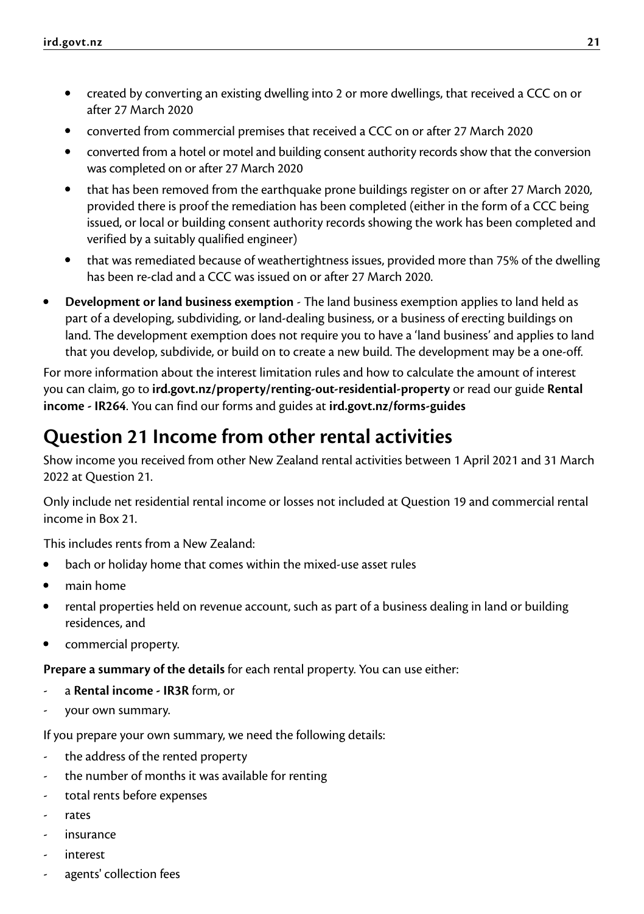- created by converting an existing dwelling into 2 or more dwellings, that received a CCC on or after 27 March 2020
    - converted from commercial premises that received a CCC on or after 27 March 2020
    - converted from a hotel or motel and building consent authority records show that the conversion was completed on or after 27 March 2020
    - that has been removed from the earthquake prone buildings register on or after 27 March 2020, provided there is proof the remediation has been completed (either in the form of a CCC being issued, or local or building consent authority records showing the work has been completed and verified by a suitably qualified engineer)
    - that was remediated because of weathertightness issues, provided more than 75% of the dwelling has been re-clad and a CCC was issued on or after 27 March 2020.
- **Development or land business exemption** - The land business exemption applies to land held as part of a developing, subdividing, or land-dealing business, or a business of erecting buildings on land. The development exemption does not require you to have a 'land business' and applies to land that you develop, subdivide, or build on to create a new build. The development may be a one-off.

For more information about the interest limitation rules and how to calculate the amount of interest you can claim, go to **ird.govt.nz/property/renting-out-residential-property** or read our guide **Rental income - IR264**. You can find our forms and guides at **ird.govt.nz/forms-guides**

## Question 21 Income from other rental activities

Show income you received from other New Zealand rental activities between 1 April 2021 and 31 March 2022 at Question 21.

Only include net residential rental income or losses not included at Question 19 and commercial rental income in Box 21.

This includes rents from a New Zealand:

- bach or holiday home that comes within the mixed-use asset rules
- main home
- rental properties held on revenue account, such as part of a business dealing in land or building residences, and
- commercial property.

**Prepare a summary of the details** for each rental property. You can use either:

- a **Rental income - IR3R** form, or
- your own summary.

If you prepare your own summary, we need the following details:

- the address of the rented property
- the number of months it was available for renting
- total rents before expenses
- rates
- insurance
- interest
- agents' collection fees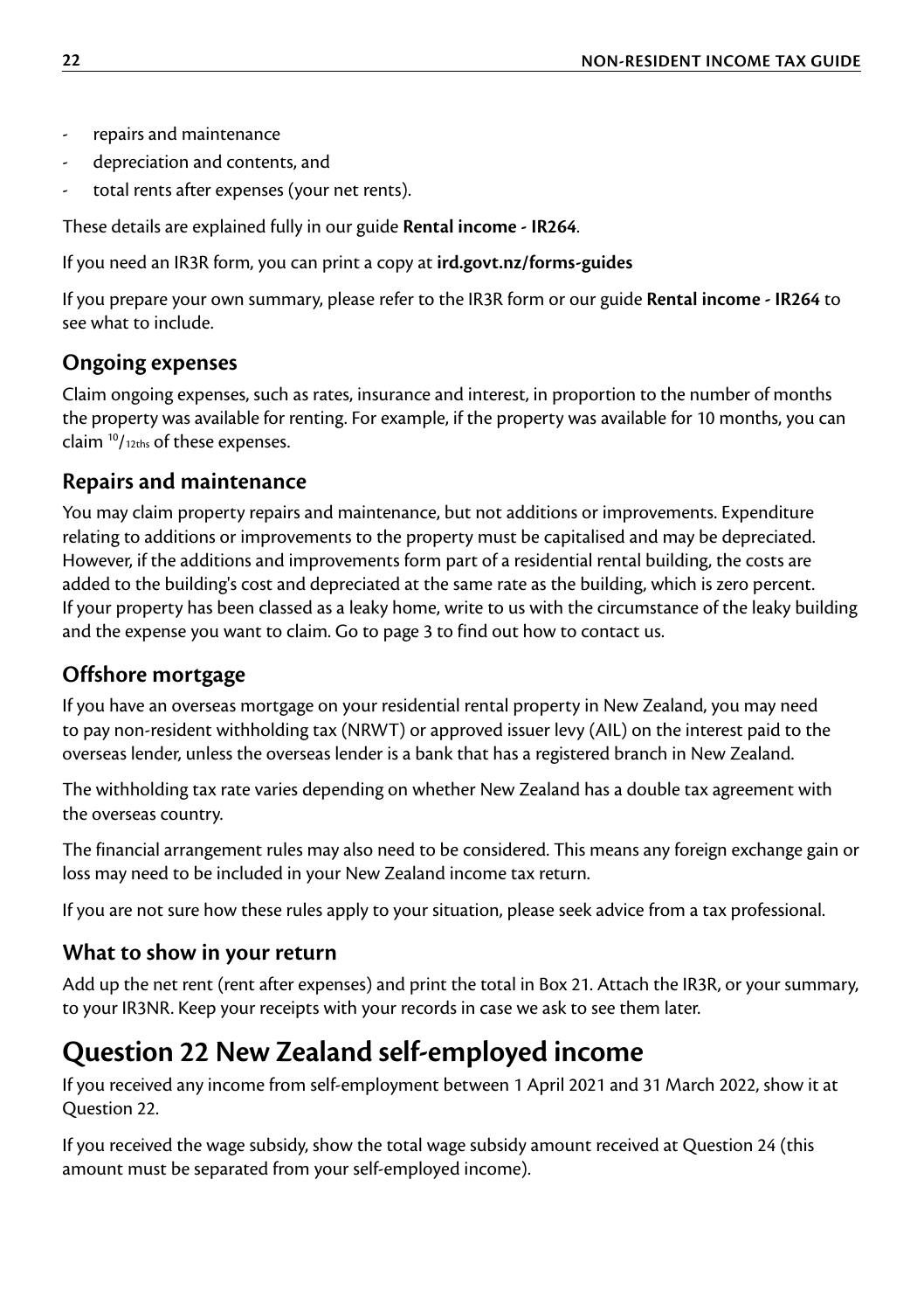- repairs and maintenance
- depreciation and contents, and
- total rents after expenses (your net rents).

These details are explained fully in our guide **Rental income - IR264**.

If you need an IR3R form, you can print a copy at **ird.govt.nz/forms-guides**

If you prepare your own summary, please refer to the IR3R form or our guide **Rental income - IR264** to see what to include.

### Ongoing expenses

Claim ongoing expenses, such as rates, insurance and interest, in proportion to the number of months the property was available for renting. For example, if the property was available for 10 months, you can claim $^{10}/_{12ths}$ of these expenses.

### Repairs and maintenance

You may claim property repairs and maintenance, but not additions or improvements. Expenditure relating to additions or improvements to the property must be capitalised and may be depreciated. However, if the additions and improvements form part of a residential rental building, the costs are added to the building's cost and depreciated at the same rate as the building, which is zero percent. If your property has been classed as a leaky home, write to us with the circumstance of the leaky building and the expense you want to claim. Go to page 3 to find out how to contact us.

### Offshore mortgage

If you have an overseas mortgage on your residential rental property in New Zealand, you may need to pay non-resident withholding tax (NRWT) or approved issuer levy (AIL) on the interest paid to the overseas lender, unless the overseas lender is a bank that has a registered branch in New Zealand.

The withholding tax rate varies depending on whether New Zealand has a double tax agreement with the overseas country.

The financial arrangement rules may also need to be considered. This means any foreign exchange gain or loss may need to be included in your New Zealand income tax return.

If you are not sure how these rules apply to your situation, please seek advice from a tax professional.

### What to show in your return

Add up the net rent (rent after expenses) and print the total in Box 21. Attach the IR3R, or your summary, to your IR3NR. Keep your receipts with your records in case we ask to see them later.

## Question 22 New Zealand self-employed income

If you received any income from self-employment between 1 April 2021 and 31 March 2022, show it at Question 22.

If you received the wage subsidy, show the total wage subsidy amount received at Question 24 (this amount must be separated from your self-employed income).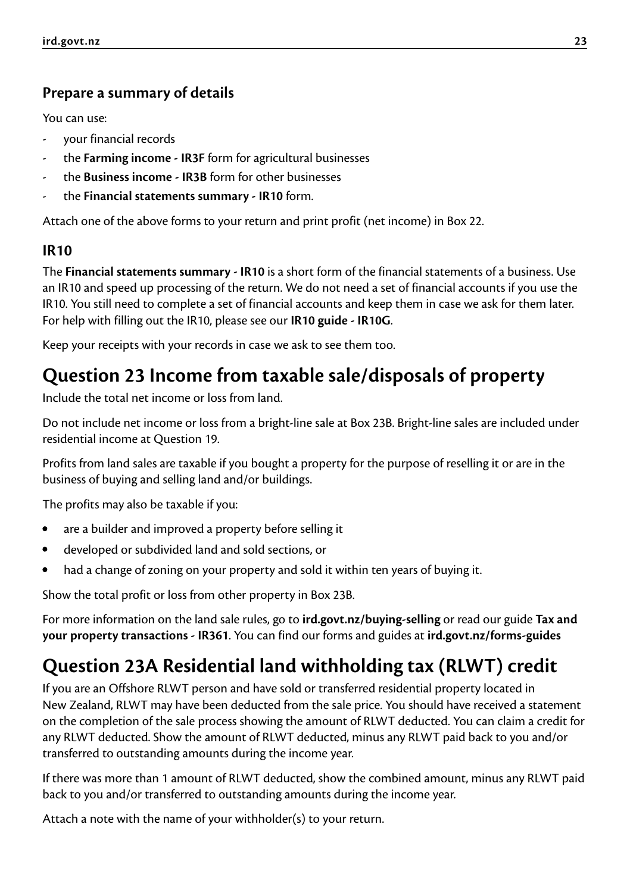### Prepare a summary of details

You can use:

- your financial records
- the **Farming income - IR3F** form for agricultural businesses
- the **Business income - IR3B** form for other businesses
- the **Financial statements summary - IR10** form.

Attach one of the above forms to your return and print profit (net income) in Box 22.

### IR10

The **Financial statements summary - IR10** is a short form of the financial statements of a business. Use an IR10 and speed up processing of the return. We do not need a set of financial accounts if you use the IR10. You still need to complete a set of financial accounts and keep them in case we ask for them later. For help with filling out the IR10, please see our **IR10 guide - IR10G**.

Keep your receipts with your records in case we ask to see them too.

## Question 23 Income from taxable sale/disposals of property

Include the total net income or loss from land.

Do not include net income or loss from a bright-line sale at Box 23B. Bright-line sales are included under residential income at Question 19.

Profits from land sales are taxable if you bought a property for the purpose of reselling it or are in the business of buying and selling land and/or buildings.

The profits may also be taxable if you:

- are a builder and improved a property before selling it
- developed or subdivided land and sold sections, or
- had a change of zoning on your property and sold it within ten years of buying it.

Show the total profit or loss from other property in Box 23B.

For more information on the land sale rules, go to **ird.govt.nz/buying-selling** or read our guide **Tax and your property transactions - IR361**. You can find our forms and guides at **ird.govt.nz/forms-guides**

## Question 23A Residential land withholding tax (RLWT) credit

If you are an Offshore RLWT person and have sold or transferred residential property located in New Zealand, RLWT may have been deducted from the sale price. You should have received a statement on the completion of the sale process showing the amount of RLWT deducted. You can claim a credit for any RLWT deducted. Show the amount of RLWT deducted, minus any RLWT paid back to you and/or transferred to outstanding amounts during the income year.

If there was more than 1 amount of RLWT deducted, show the combined amount, minus any RLWT paid back to you and/or transferred to outstanding amounts during the income year.

Attach a note with the name of your withholder(s) to your return.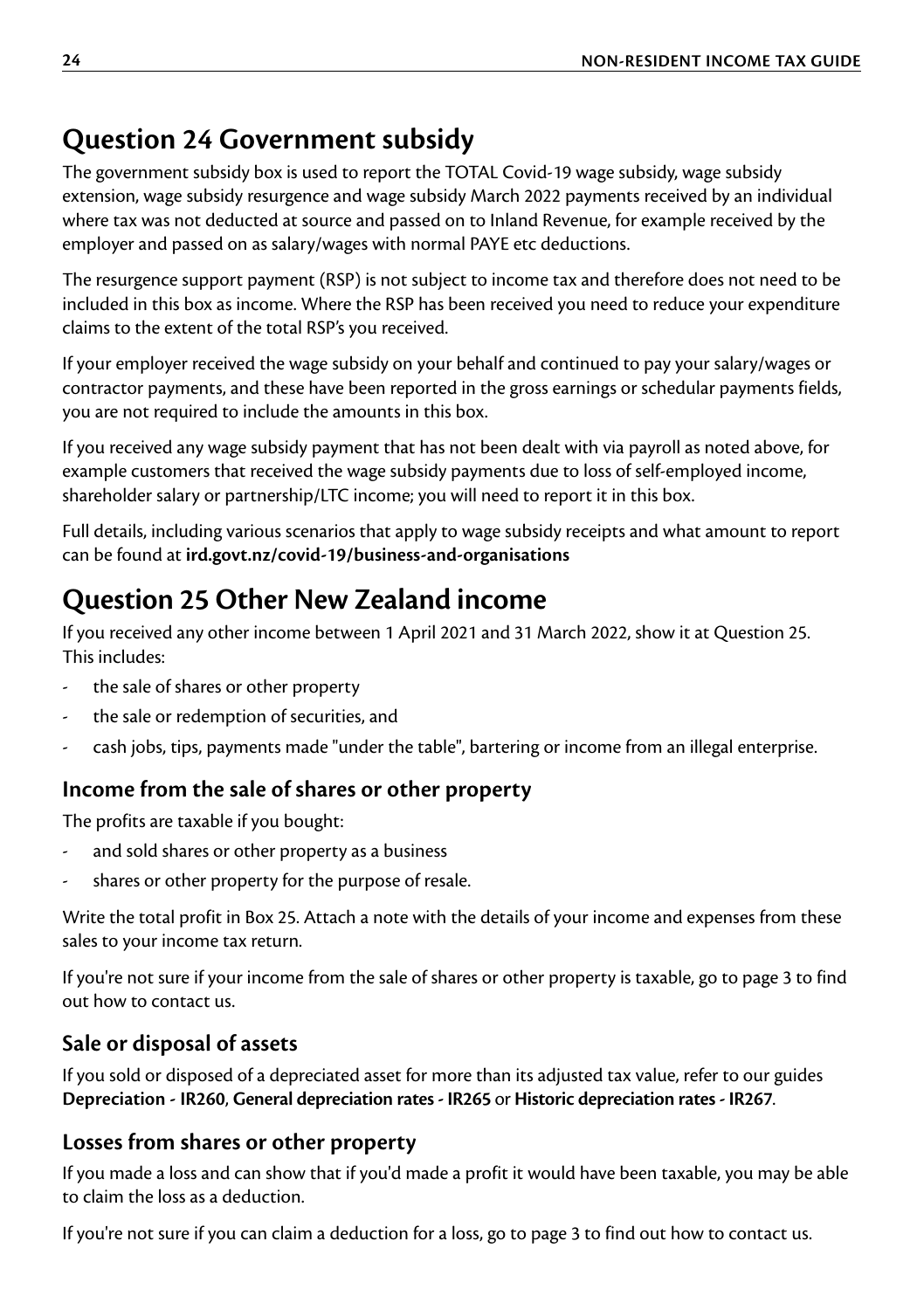## Question 24 Government subsidy

The government subsidy box is used to report the TOTAL Covid-19 wage subsidy, wage subsidy extension, wage subsidy resurgence and wage subsidy March 2022 payments received by an individual where tax was not deducted at source and passed on to Inland Revenue, for example received by the employer and passed on as salary/wages with normal PAYE etc deductions.

The resurgence support payment (RSP) is not subject to income tax and therefore does not need to be included in this box as income. Where the RSP has been received you need to reduce your expenditure claims to the extent of the total RSP's you received.

If your employer received the wage subsidy on your behalf and continued to pay your salary/wages or contractor payments, and these have been reported in the gross earnings or schedular payments fields, you are not required to include the amounts in this box.

If you received any wage subsidy payment that has not been dealt with via payroll as noted above, for example customers that received the wage subsidy payments due to loss of self-employed income, shareholder salary or partnership/LTC income; you will need to report it in this box.

Full details, including various scenarios that apply to wage subsidy receipts and what amount to report can be found at **ird.govt.nz/covid-19/business-and-organisations**

## Question 25 Other New Zealand income

If you received any other income between 1 April 2021 and 31 March 2022, show it at Question 25. This includes:

- the sale of shares or other property
- the sale or redemption of securities, and
- cash jobs, tips, payments made "under the table", bartering or income from an illegal enterprise.

### Income from the sale of shares or other property

The profits are taxable if you bought:

- and sold shares or other property as a business
- shares or other property for the purpose of resale.

Write the total profit in Box 25. Attach a note with the details of your income and expenses from these sales to your income tax return.

If you're not sure if your income from the sale of shares or other property is taxable, go to page 3 to find out how to contact us.

### Sale or disposal of assets

If you sold or disposed of a depreciated asset for more than its adjusted tax value, refer to our guides **Depreciation - IR260**, **General depreciation rates - IR265** or **Historic depreciation rates - IR267**.

### Losses from shares or other property

If you made a loss and can show that if you'd made a profit it would have been taxable, you may be able to claim the loss as a deduction.

If you're not sure if you can claim a deduction for a loss, go to page 3 to find out how to contact us.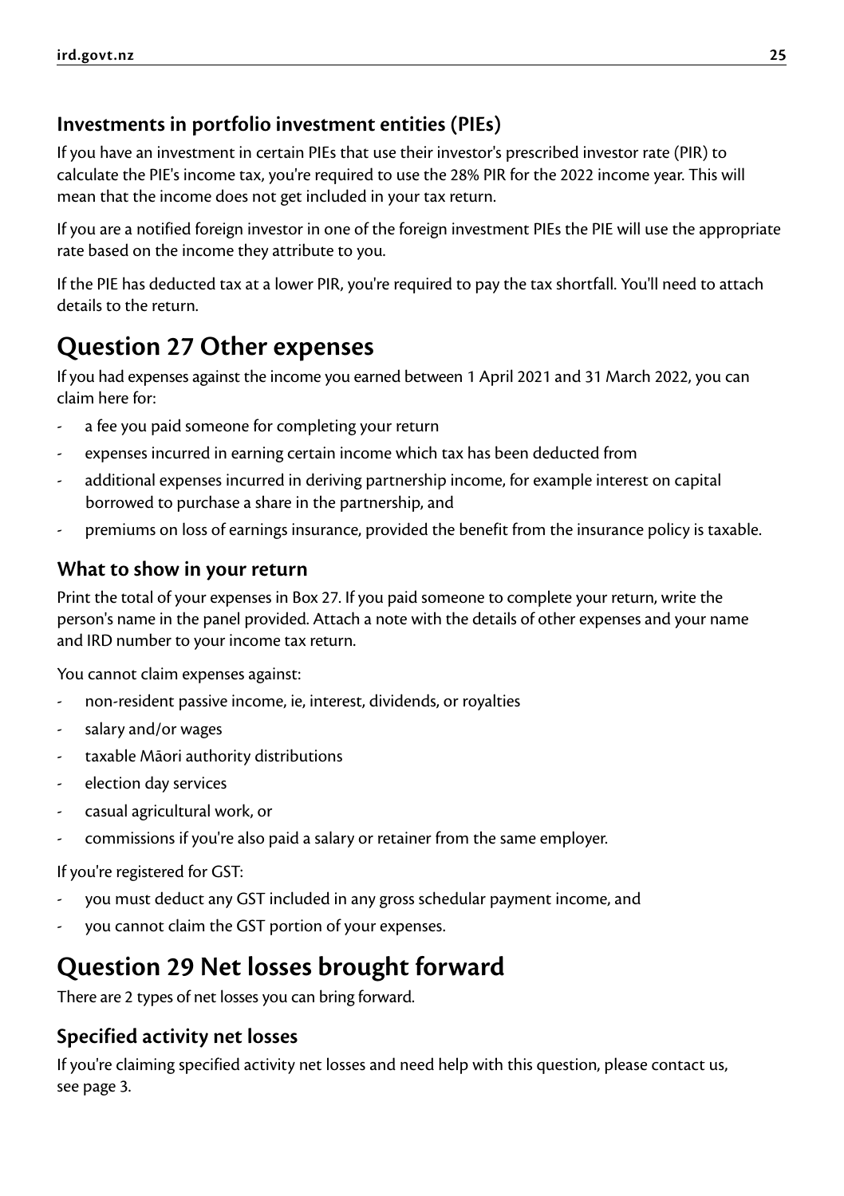### Investments in portfolio investment entities (PIEs)

If you have an investment in certain PIEs that use their investor's prescribed investor rate (PIR) to calculate the PIE's income tax, you're required to use the 28% PIR for the 2022 income year. This will mean that the income does not get included in your tax return.

If you are a notified foreign investor in one of the foreign investment PIEs the PIE will use the appropriate rate based on the income they attribute to you.

If the PIE has deducted tax at a lower PIR, you're required to pay the tax shortfall. You'll need to attach details to the return.

## Question 27 Other expenses

If you had expenses against the income you earned between 1 April 2021 and 31 March 2022, you can claim here for:

- a fee you paid someone for completing your return
- expenses incurred in earning certain income which tax has been deducted from
- additional expenses incurred in deriving partnership income, for example interest on capital borrowed to purchase a share in the partnership, and
- premiums on loss of earnings insurance, provided the benefit from the insurance policy is taxable.

### What to show in your return

Print the total of your expenses in Box 27. If you paid someone to complete your return, write the person's name in the panel provided. Attach a note with the details of other expenses and your name and IRD number to your income tax return.

You cannot claim expenses against:

- non-resident passive income, ie, interest, dividends, or royalties
- salary and/or wages
- taxable Māori authority distributions
- election day services
- casual agricultural work, or
- commissions if you're also paid a salary or retainer from the same employer.

If you're registered for GST:

- you must deduct any GST included in any gross schedular payment income, and
- you cannot claim the GST portion of your expenses.

## Question 29 Net losses brought forward

There are 2 types of net losses you can bring forward.

### Specified activity net losses

If you're claiming specified activity net losses and need help with this question, please contact us, see page 3.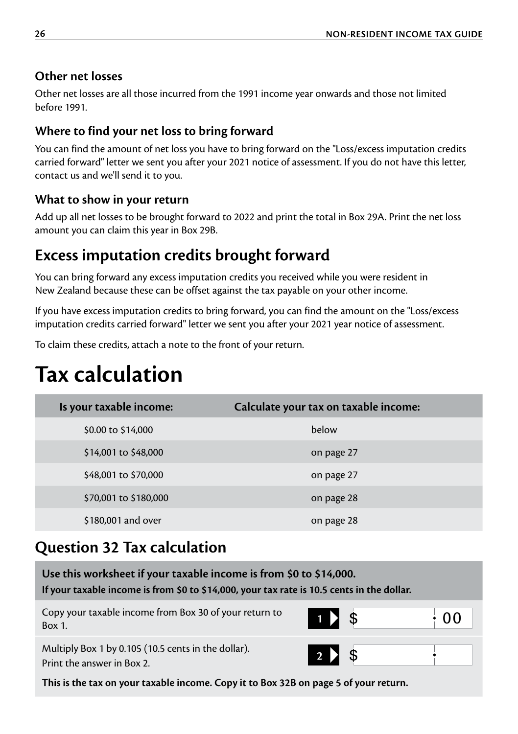### Other net losses

Other net losses are all those incurred from the 1991 income year onwards and those not limited before 1991.

### Where to find your net loss to bring forward

You can find the amount of net loss you have to bring forward on the "Loss/excess imputation credits carried forward" letter we sent you after your 2021 notice of assessment. If you do not have this letter, contact us and we'll send it to you.

### What to show in your return

Add up all net losses to be brought forward to 2022 and print the total in Box 29A. Print the net loss amount you can claim this year in Box 29B.

## Excess imputation credits brought forward

You can bring forward any excess imputation credits you received while you were resident in New Zealand because these can be offset against the tax payable on your other income.

If you have excess imputation credits to bring forward, you can find the amount on the "Loss/excess imputation credits carried forward" letter we sent you after your 2021 year notice of assessment.

To claim these credits, attach a note to the front of your return.

# Tax calculation

| Is your taxable income: | Calculate your tax on taxable income: |
|---|---|
| $0.00 to $14,000 | below |
| $14,001 to $48,000 | on page 27 |
| $48,001 to $70,000 | on page 27 |
| $70,001 to $180,000 | on page 28 |
| $180,001 and over | on page 28 |

## Question 32 Tax calculation

**Use this worksheet if your taxable income is from $0 to $14,000.**
**If your taxable income is from $0 to $14,000, your tax rate is 10.5 cents in the dollar.**

| | | |
|---|---|---|
| Copy your taxable income from Box 30 of your return to Box 1. | **1** | $ . 00 |
| Multiply Box 1 by 0.105 (10.5 cents in the dollar). Print the answer in Box 2. | **2** | $ . |

**This is the tax on your taxable income. Copy it to Box 32B on page 5 of your return.**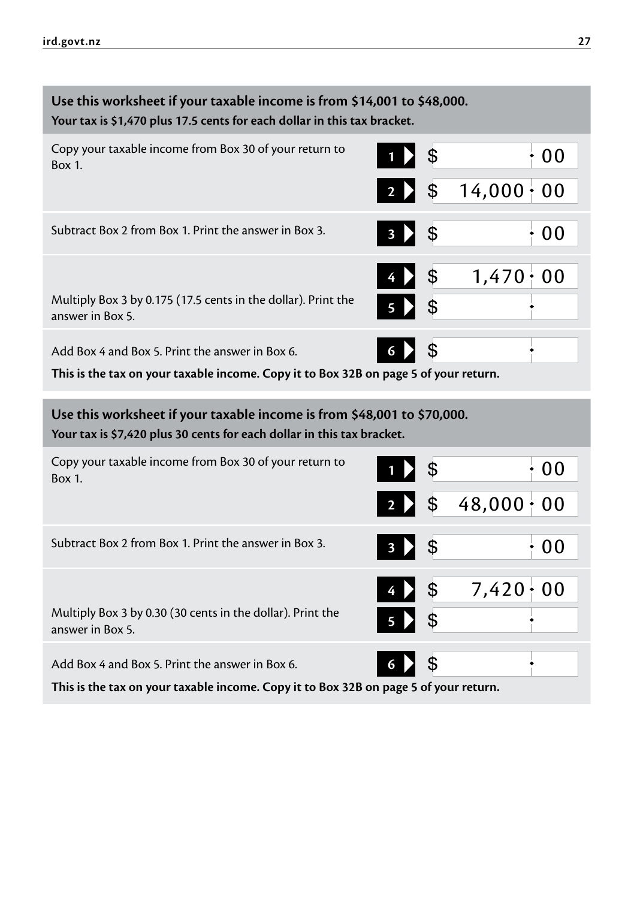**Use this worksheet if your taxable income is from $14,001 to $48,000.**
**Your tax is $1,470 plus 17.5 cents for each dollar in this tax bracket.**

| Instruction | Box | Amount |
|---|---|---|
| Copy your taxable income from Box 30 of your return to Box 1. | 1 | $ . 00 |
| | 2 | $ 14,000 . 00 |
| Subtract Box 2 from Box 1. Print the answer in Box 3. | 3 | $ . 00 |
| | 4 | $ 1,470 . 00 |
| Multiply Box 3 by 0.175 (17.5 cents in the dollar). Print the answer in Box 5. | 5 | $ . |
| Add Box 4 and Box 5. Print the answer in Box 6. | 6 | $ . |

**This is the tax on your taxable income. Copy it to Box 32B on page 5 of your return.**

**Use this worksheet if your taxable income is from $48,001 to $70,000.**
**Your tax is $7,420 plus 30 cents for each dollar in this tax bracket.**

| Instruction | Box | Amount |
|---|---|---|
| Copy your taxable income from Box 30 of your return to Box 1. | 1 | $ . 00 |
| | 2 | $ 48,000 . 00 |
| Subtract Box 2 from Box 1. Print the answer in Box 3. | 3 | $ . 00 |
| | 4 | $ 7,420 . 00 |
| Multiply Box 3 by 0.30 (30 cents in the dollar). Print the answer in Box 5. | 5 | $ . |
| Add Box 4 and Box 5. Print the answer in Box 6. | 6 | $ . |

**This is the tax on your taxable income. Copy it to Box 32B on page 5 of your return.**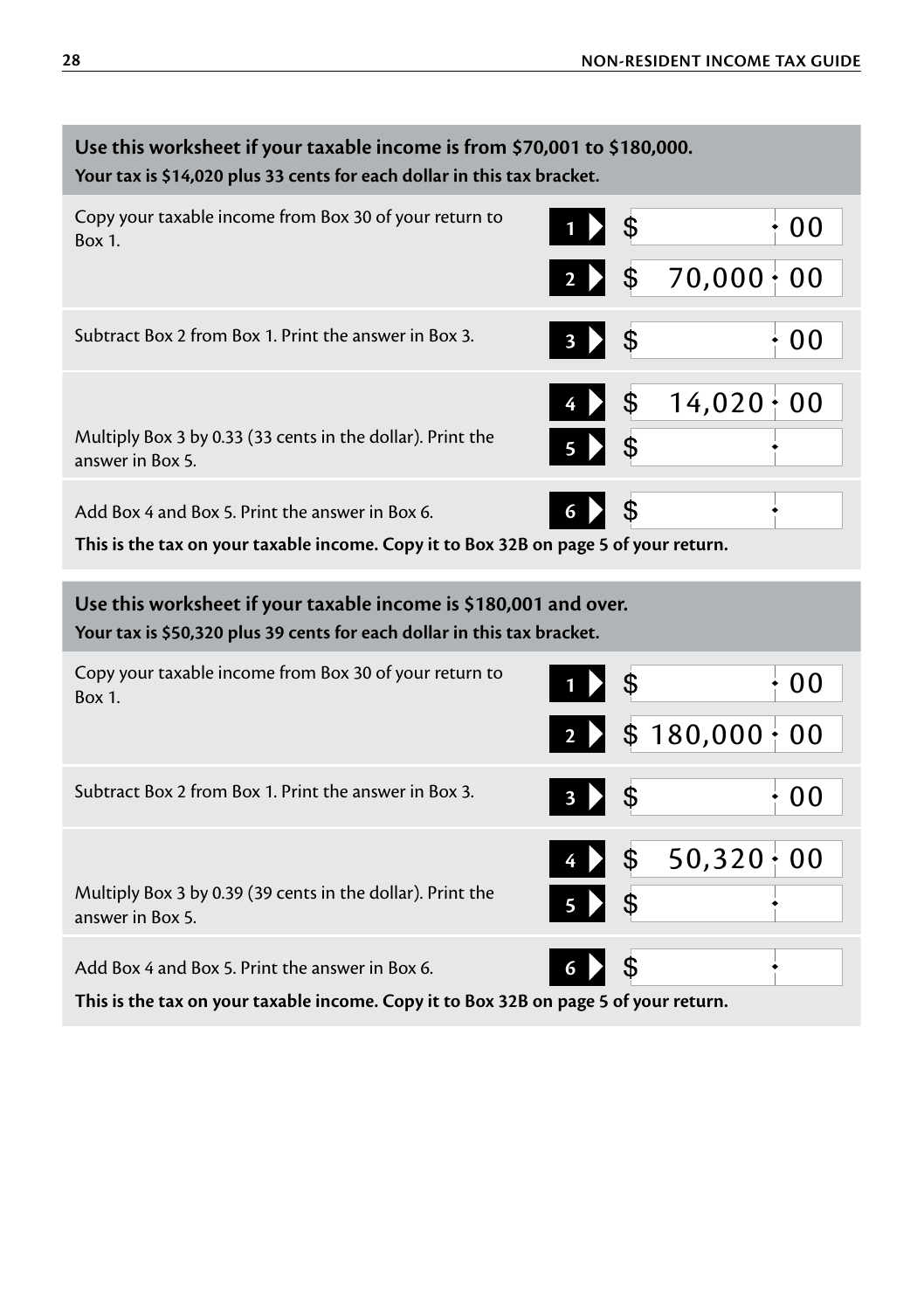## Use this worksheet if your taxable income is from $70,001 to $180,000.

**Your tax is $14,020 plus 33 cents for each dollar in this tax bracket.**

| Instruction | Box | Amount |
|---|---|---|
| Copy your taxable income from Box 30 of your return to Box 1. | 1 | $ . 00 |
| | 2 | $ 70,000 . 00 |
| Subtract Box 2 from Box 1. Print the answer in Box 3. | 3 | $ . 00 |
| | 4 | $ 14,020 . 00 |
| Multiply Box 3 by 0.33 (33 cents in the dollar). Print the answer in Box 5. | 5 | $ . |
| Add Box 4 and Box 5. Print the answer in Box 6. | 6 | $ . |

**This is the tax on your taxable income. Copy it to Box 32B on page 5 of your return.**

## Use this worksheet if your taxable income is $180,001 and over.

**Your tax is $50,320 plus 39 cents for each dollar in this tax bracket.**

| Instruction | Box | Amount |
|---|---|---|
| Copy your taxable income from Box 30 of your return to Box 1. | 1 | $ . 00 |
| | 2 | $ 180,000 . 00 |
| Subtract Box 2 from Box 1. Print the answer in Box 3. | 3 | $ . 00 |
| | 4 | $ 50,320 . 00 |
| Multiply Box 3 by 0.39 (39 cents in the dollar). Print the answer in Box 5. | 5 | $ . |
| Add Box 4 and Box 5. Print the answer in Box 6. | 6 | $ . |

**This is the tax on your taxable income. Copy it to Box 32B on page 5 of your return.**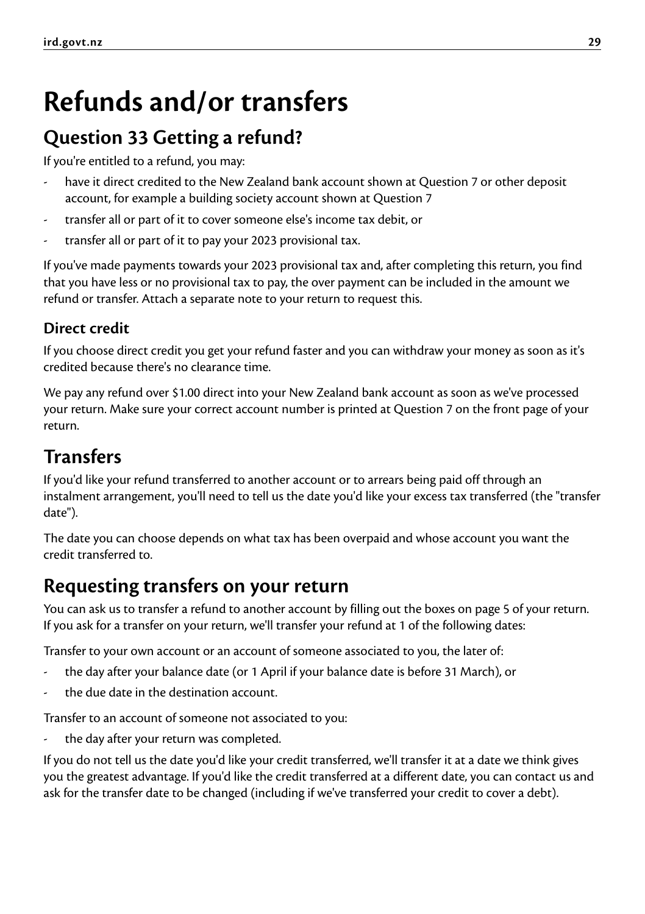# Refunds and/or transfers

## Question 33 Getting a refund?

If you're entitled to a refund, you may:

- have it direct credited to the New Zealand bank account shown at Question 7 or other deposit account, for example a building society account shown at Question 7
- transfer all or part of it to cover someone else's income tax debit, or
- transfer all or part of it to pay your 2023 provisional tax.

If you've made payments towards your 2023 provisional tax and, after completing this return, you find that you have less or no provisional tax to pay, the over payment can be included in the amount we refund or transfer. Attach a separate note to your return to request this.

### Direct credit

If you choose direct credit you get your refund faster and you can withdraw your money as soon as it's credited because there's no clearance time.

We pay any refund over $1.00 direct into your New Zealand bank account as soon as we've processed your return. Make sure your correct account number is printed at Question 7 on the front page of your return.

## Transfers

If you'd like your refund transferred to another account or to arrears being paid off through an instalment arrangement, you'll need to tell us the date you'd like your excess tax transferred (the "transfer date").

The date you can choose depends on what tax has been overpaid and whose account you want the credit transferred to.

## Requesting transfers on your return

You can ask us to transfer a refund to another account by filling out the boxes on page 5 of your return. If you ask for a transfer on your return, we'll transfer your refund at 1 of the following dates:

Transfer to your own account or an account of someone associated to you, the later of:

- the day after your balance date (or 1 April if your balance date is before 31 March), or
- the due date in the destination account.

Transfer to an account of someone not associated to you:

- the day after your return was completed.

If you do not tell us the date you'd like your credit transferred, we'll transfer it at a date we think gives you the greatest advantage. If you'd like the credit transferred at a different date, you can contact us and ask for the transfer date to be changed (including if we've transferred your credit to cover a debt).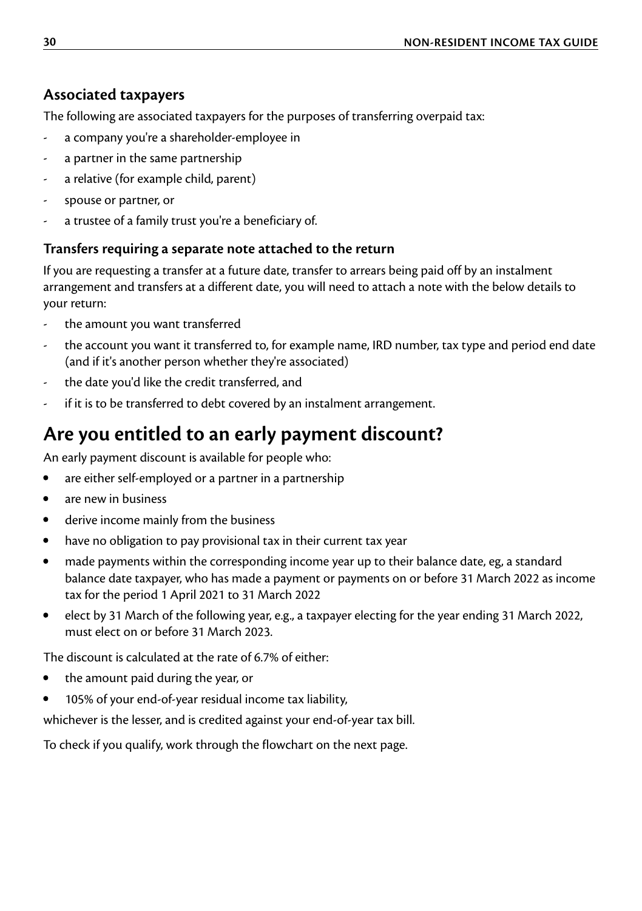### Associated taxpayers

The following are associated taxpayers for the purposes of transferring overpaid tax:

- a company you're a shareholder-employee in
- a partner in the same partnership
- a relative (for example child, parent)
- spouse or partner, or
- a trustee of a family trust you're a beneficiary of.

### Transfers requiring a separate note attached to the return

If you are requesting a transfer at a future date, transfer to arrears being paid off by an instalment arrangement and transfers at a different date, you will need to attach a note with the below details to your return:

- the amount you want transferred
- the account you want it transferred to, for example name, IRD number, tax type and period end date (and if it's another person whether they're associated)
- the date you'd like the credit transferred, and
- if it is to be transferred to debt covered by an instalment arrangement.

## Are you entitled to an early payment discount?

An early payment discount is available for people who:

- are either self-employed or a partner in a partnership
- are new in business
- derive income mainly from the business
- have no obligation to pay provisional tax in their current tax year
- made payments within the corresponding income year up to their balance date, eg, a standard balance date taxpayer, who has made a payment or payments on or before 31 March 2022 as income tax for the period 1 April 2021 to 31 March 2022
- elect by 31 March of the following year, e.g., a taxpayer electing for the year ending 31 March 2022, must elect on or before 31 March 2023.

The discount is calculated at the rate of 6.7% of either:

- the amount paid during the year, or
- 105% of your end-of-year residual income tax liability,

whichever is the lesser, and is credited against your end-of-year tax bill.

To check if you qualify, work through the flowchart on the next page.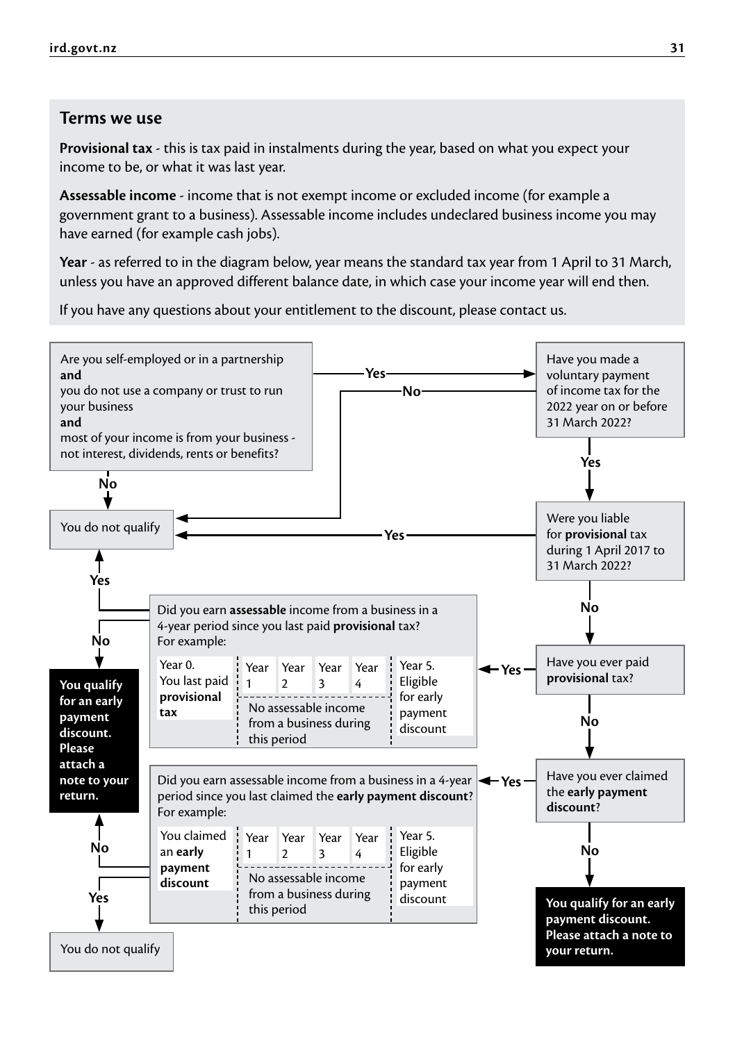## Terms we use

**Provisional tax** - this is tax paid in instalments during the year, based on what you expect your income to be, or what it was last year.

**Assessable income** - income that is not exempt income or excluded income (for example a government grant to a business). Assessable income includes undeclared business income you may have earned (for example cash jobs).

**Year** - as referred to in the diagram below, year means the standard tax year from 1 April to 31 March, unless you have an approved different balance date, in which case your income year will end then.

If you have any questions about your entitlement to the discount, please contact us.

Are you self-employed or in a partnership **and** you do not use a company or trust to run your business **and** most of your income is from your business - not interest, dividends, rents or benefits?

- **No** → You do not qualify
- **Yes** → Have you made a voluntary payment of income tax for the 2022 year on or before 31 March 2022?
  - **No** → You do not qualify
  - **Yes** → Were you liable for **provisional** tax during 1 April 2017 to 31 March 2022?
    - **Yes** → You do not qualify
    - **No** → Have you ever paid **provisional** tax?
      - **Yes** → Did you earn **assessable** income from a business in a 4-year period since you last paid **provisional** tax? For example:

        | Year 0. You last paid **provisional tax** | Year 1 | Year 2 | Year 3 | Year 4 | Year 5. Eligible for early payment discount |
        |---|---|---|---|---|---|
        | | No assessable income from a business during this period | | | | |

        - **Yes** → You do not qualify
        - **No** → **You qualify for an early payment discount. Please attach a note to your return.**
      - **No** → Have you ever claimed the **early payment discount**?
        - **Yes** → Did you earn assessable income from a business in a 4-year period since you last claimed the **early payment discount**? For example:

          | You claimed an **early payment discount** | Year 1 | Year 2 | Year 3 | Year 4 | Year 5. Eligible for early payment discount |
          |---|---|---|---|---|---|
          | | No assessable income from a business during this period | | | | |

          - **No** → **You qualify for an early payment discount. Please attach a note to your return.**
          - **Yes** → You do not qualify
        - **No** → **You qualify for an early payment discount. Please attach a note to your return.**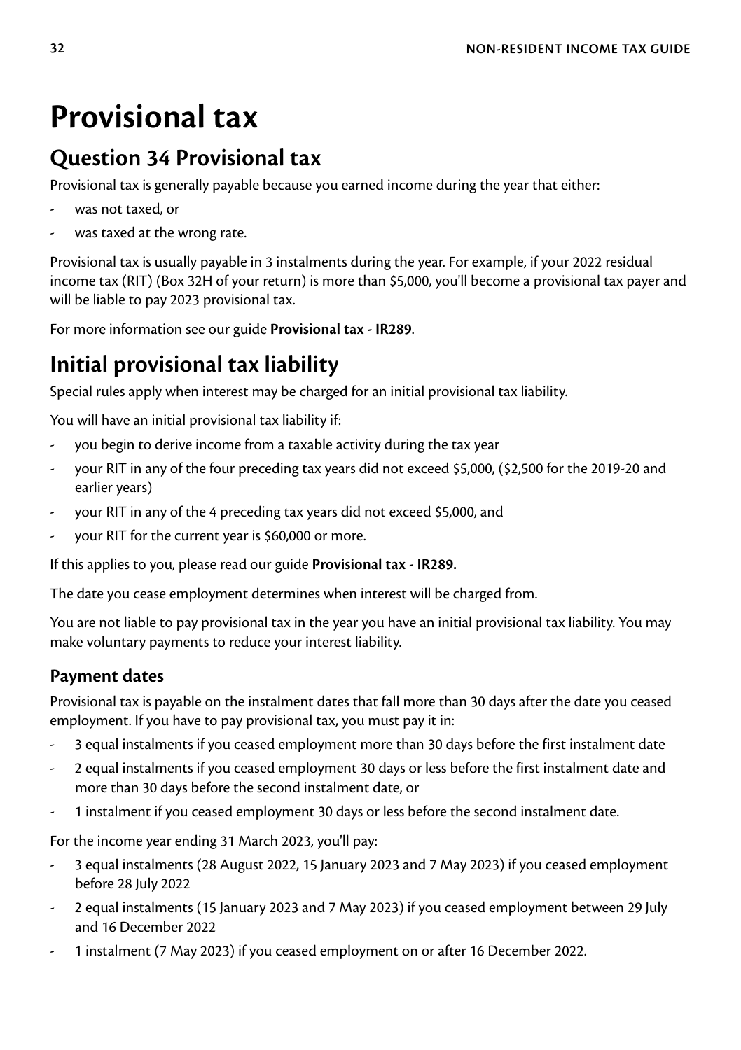# Provisional tax

## Question 34 Provisional tax

Provisional tax is generally payable because you earned income during the year that either:

- was not taxed, or
- was taxed at the wrong rate.

Provisional tax is usually payable in 3 instalments during the year. For example, if your 2022 residual income tax (RIT) (Box 32H of your return) is more than $5,000, you'll become a provisional tax payer and will be liable to pay 2023 provisional tax.

For more information see our guide **Provisional tax - IR289**.

## Initial provisional tax liability

Special rules apply when interest may be charged for an initial provisional tax liability.

You will have an initial provisional tax liability if:

- you begin to derive income from a taxable activity during the tax year
- your RIT in any of the four preceding tax years did not exceed $5,000, ($2,500 for the 2019-20 and earlier years)
- your RIT in any of the 4 preceding tax years did not exceed $5,000, and
- your RIT for the current year is $60,000 or more.

If this applies to you, please read our guide **Provisional tax - IR289.**

The date you cease employment determines when interest will be charged from.

You are not liable to pay provisional tax in the year you have an initial provisional tax liability. You may make voluntary payments to reduce your interest liability.

### Payment dates

Provisional tax is payable on the instalment dates that fall more than 30 days after the date you ceased employment. If you have to pay provisional tax, you must pay it in:

- 3 equal instalments if you ceased employment more than 30 days before the first instalment date
- 2 equal instalments if you ceased employment 30 days or less before the first instalment date and more than 30 days before the second instalment date, or
- 1 instalment if you ceased employment 30 days or less before the second instalment date.

For the income year ending 31 March 2023, you'll pay:

- 3 equal instalments (28 August 2022, 15 January 2023 and 7 May 2023) if you ceased employment before 28 July 2022
- 2 equal instalments (15 January 2023 and 7 May 2023) if you ceased employment between 29 July and 16 December 2022
- 1 instalment (7 May 2023) if you ceased employment on or after 16 December 2022.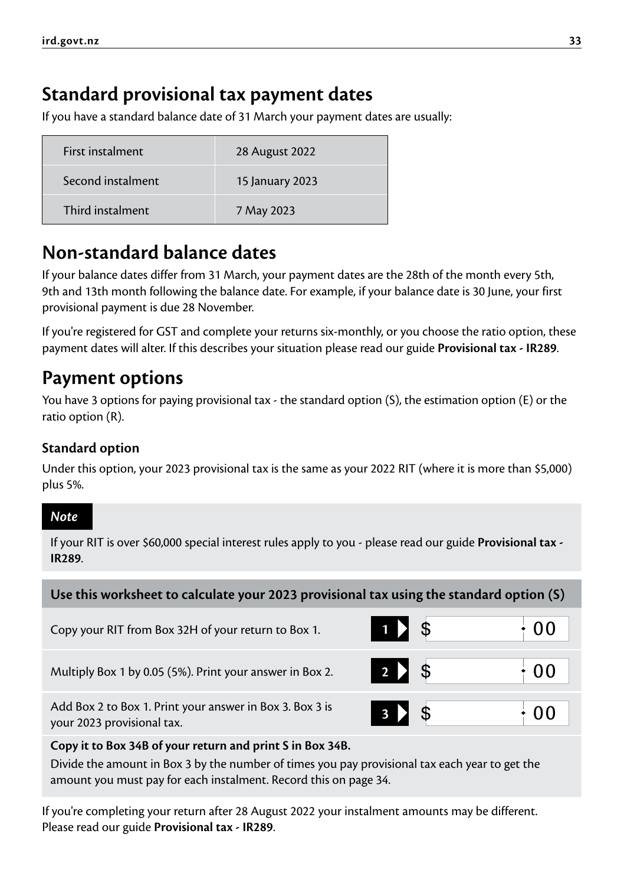## Standard provisional tax payment dates

If you have a standard balance date of 31 March your payment dates are usually:

| First instalment | 28 August 2022 |
|---|---|
| Second instalment | 15 January 2023 |
| Third instalment | 7 May 2023 |

## Non-standard balance dates

If your balance dates differ from 31 March, your payment dates are the 28th of the month every 5th, 9th and 13th month following the balance date. For example, if your balance date is 30 June, your first provisional payment is due 28 November.

If you're registered for GST and complete your returns six-monthly, or you choose the ratio option, these payment dates will alter. If this describes your situation please read our guide **Provisional tax - IR289**.

## Payment options

You have 3 options for paying provisional tax - the standard option (S), the estimation option (E) or the ratio option (R).

### Standard option

Under this option, your 2023 provisional tax is the same as your 2022 RIT (where it is more than $5,000) plus 5%.

***Note***

If your RIT is over $60,000 special interest rules apply to you - please read our guide **Provisional tax - IR289**.

**Use this worksheet to calculate your 2023 provisional tax using the standard option (S)**

| | | |
|---|---|---|
| Copy your RIT from Box 32H of your return to Box 1. | **1** | $ .00 |
| Multiply Box 1 by 0.05 (5%). Print your answer in Box 2. | **2** | $ .00 |
| Add Box 2 to Box 1. Print your answer in Box 3. Box 3 is your 2023 provisional tax. | **3** | $ .00 |

**Copy it to Box 34B of your return and print S in Box 34B.**

Divide the amount in Box 3 by the number of times you pay provisional tax each year to get the amount you must pay for each instalment. Record this on page 34.

If you're completing your return after 28 August 2022 your instalment amounts may be different. Please read our guide **Provisional tax - IR289**.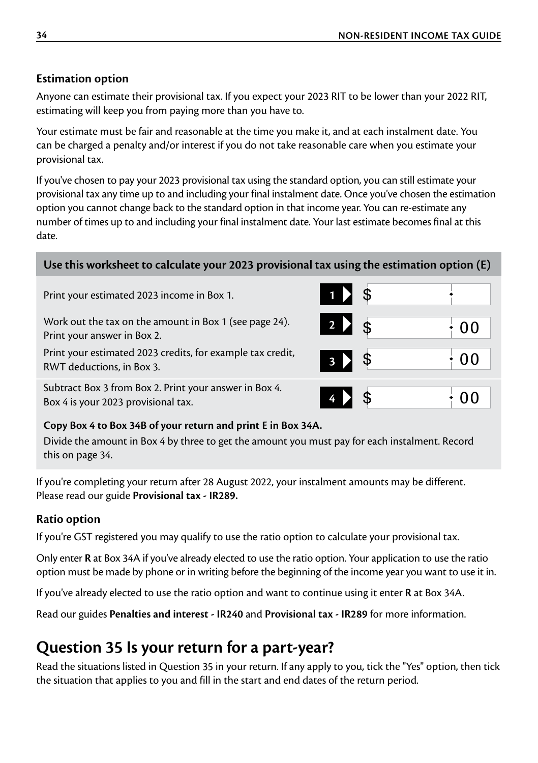### Estimation option

Anyone can estimate their provisional tax. If you expect your 2023 RIT to be lower than your 2022 RIT, estimating will keep you from paying more than you have to.

Your estimate must be fair and reasonable at the time you make it, and at each instalment date. You can be charged a penalty and/or interest if you do not take reasonable care when you estimate your provisional tax.

If you've chosen to pay your 2023 provisional tax using the standard option, you can still estimate your provisional tax any time up to and including your final instalment date. Once you've chosen the estimation option you cannot change back to the standard option in that income year. You can re-estimate any number of times up to and including your final instalment date. Your last estimate becomes final at this date.

**Use this worksheet to calculate your 2023 provisional tax using the estimation option (E)**

| Step | Box | Amount |
|---|---|---|
| Print your estimated 2023 income in Box 1. | 1 | $ |
| Work out the tax on the amount in Box 1 (see page 24). Print your answer in Box 2. | 2 | $ .00 |
| Print your estimated 2023 credits, for example tax credit, RWT deductions, in Box 3. | 3 | $ .00 |
| Subtract Box 3 from Box 2. Print your answer in Box 4. Box 4 is your 2023 provisional tax. | 4 | $ .00 |

**Copy Box 4 to Box 34B of your return and print E in Box 34A.**

Divide the amount in Box 4 by three to get the amount you must pay for each instalment. Record this on page 34.

If you're completing your return after 28 August 2022, your instalment amounts may be different. Please read our guide **Provisional tax - IR289.**

### Ratio option

If you're GST registered you may qualify to use the ratio option to calculate your provisional tax.

Only enter **R** at Box 34A if you've already elected to use the ratio option. Your application to use the ratio option must be made by phone or in writing before the beginning of the income year you want to use it in.

If you've already elected to use the ratio option and want to continue using it enter **R** at Box 34A.

Read our guides **Penalties and interest - IR240** and **Provisional tax - IR289** for more information.

## Question 35 Is your return for a part-year?

Read the situations listed in Question 35 in your return. If any apply to you, tick the "Yes" option, then tick the situation that applies to you and fill in the start and end dates of the return period.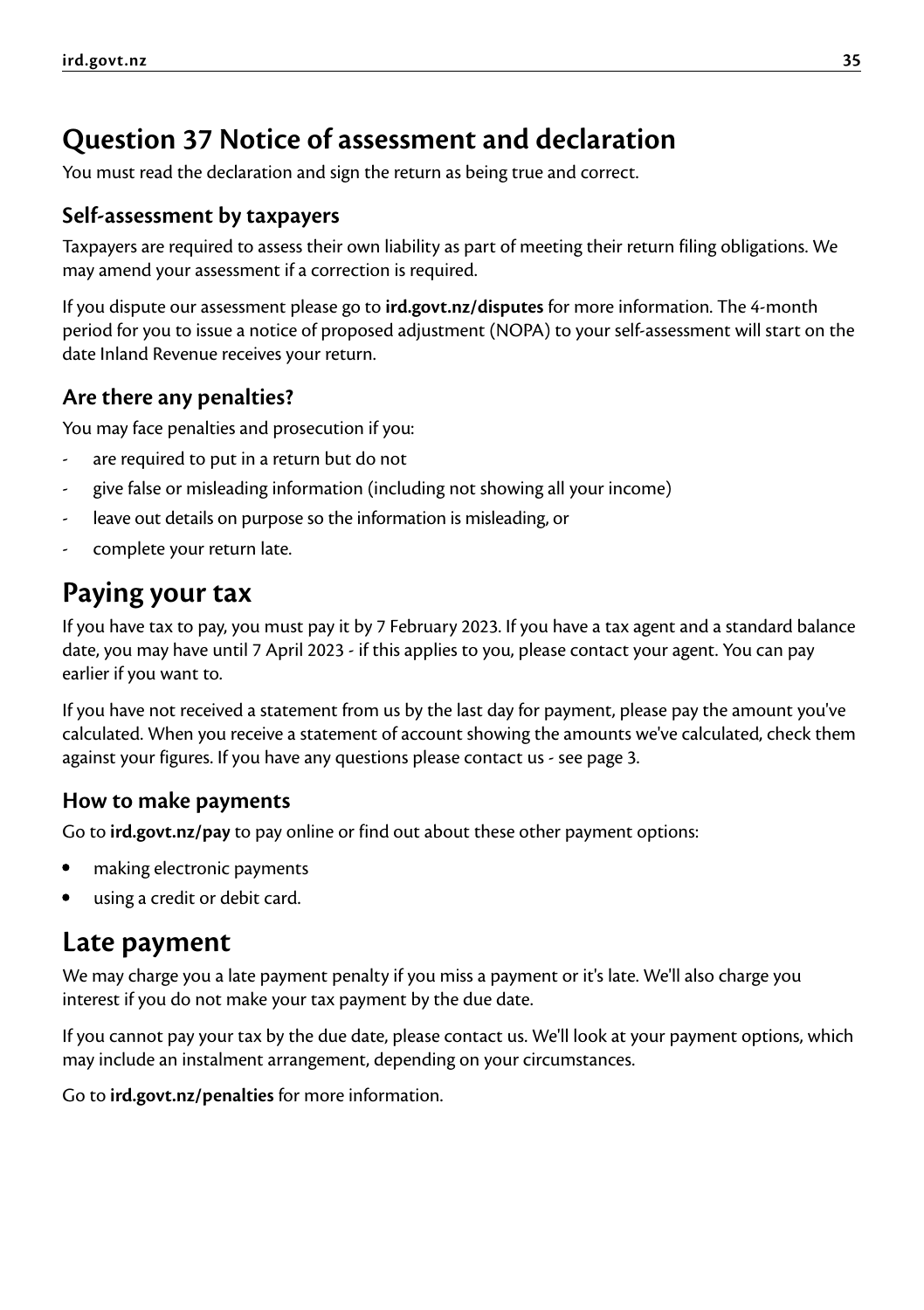## Question 37 Notice of assessment and declaration

You must read the declaration and sign the return as being true and correct.

### Self-assessment by taxpayers

Taxpayers are required to assess their own liability as part of meeting their return filing obligations. We may amend your assessment if a correction is required.

If you dispute our assessment please go to **ird.govt.nz/disputes** for more information. The 4-month period for you to issue a notice of proposed adjustment (NOPA) to your self-assessment will start on the date Inland Revenue receives your return.

### Are there any penalties?

You may face penalties and prosecution if you:

- are required to put in a return but do not
- give false or misleading information (including not showing all your income)
- leave out details on purpose so the information is misleading, or
- complete your return late.

## Paying your tax

If you have tax to pay, you must pay it by 7 February 2023. If you have a tax agent and a standard balance date, you may have until 7 April 2023 - if this applies to you, please contact your agent. You can pay earlier if you want to.

If you have not received a statement from us by the last day for payment, please pay the amount you've calculated. When you receive a statement of account showing the amounts we've calculated, check them against your figures. If you have any questions please contact us - see page 3.

### How to make payments

Go to **ird.govt.nz/pay** to pay online or find out about these other payment options:

- making electronic payments
- using a credit or debit card.

## Late payment

We may charge you a late payment penalty if you miss a payment or it's late. We'll also charge you interest if you do not make your tax payment by the due date.

If you cannot pay your tax by the due date, please contact us. We'll look at your payment options, which may include an instalment arrangement, depending on your circumstances.

Go to **ird.govt.nz/penalties** for more information.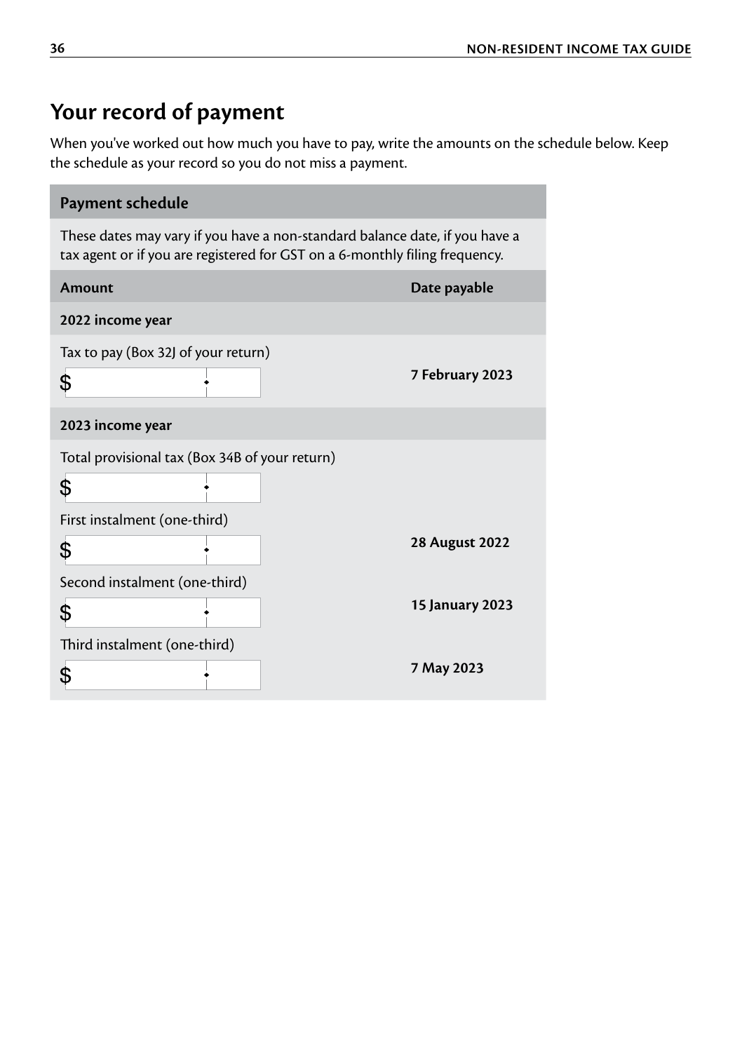## Your record of payment

When you've worked out how much you have to pay, write the amounts on the schedule below. Keep the schedule as your record so you do not miss a payment.

| **Payment schedule** | |
|---|---|
| These dates may vary if you have a non-standard balance date, if you have a tax agent or if you are registered for GST on a 6-monthly filing frequency. | |
| **Amount** | **Date payable** |
| **2022 income year** | |
| Tax to pay (Box 32J of your return) $ . | **7 February 2023** |
| **2023 income year** | |
| Total provisional tax (Box 34B of your return) $ . | |
| First instalment (one-third) $ . | **28 August 2022** |
| Second instalment (one-third) $ . | **15 January 2023** |
| Third instalment (one-third) $ . | **7 May 2023** |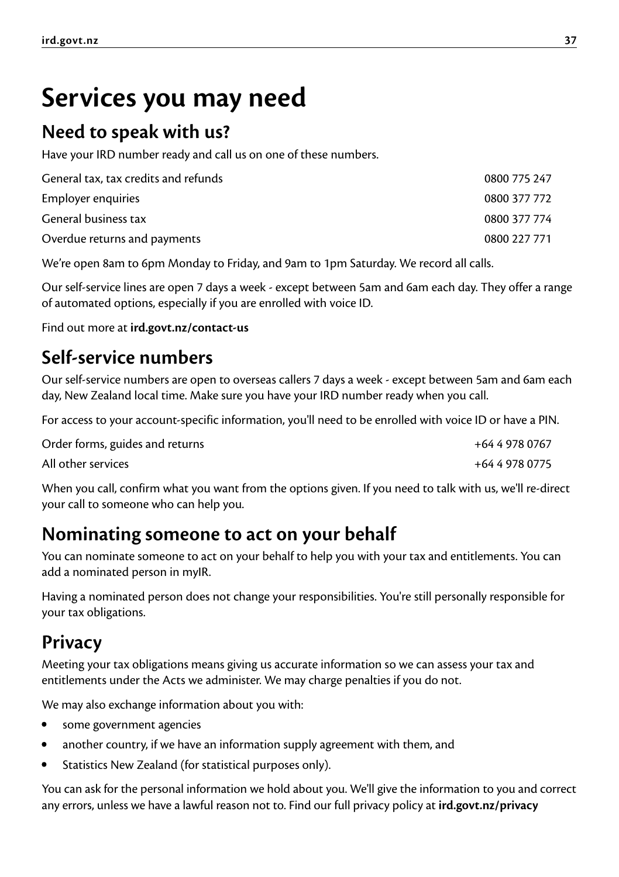# Services you may need

## Need to speak with us?

Have your IRD number ready and call us on one of these numbers.

| | |
|---|---|
| General tax, tax credits and refunds | 0800 775 247 |
| Employer enquiries | 0800 377 772 |
| General business tax | 0800 377 774 |
| Overdue returns and payments | 0800 227 771 |

We're open 8am to 6pm Monday to Friday, and 9am to 1pm Saturday. We record all calls.

Our self-service lines are open 7 days a week - except between 5am and 6am each day. They offer a range of automated options, especially if you are enrolled with voice ID.

Find out more at **ird.govt.nz/contact-us**

## Self-service numbers

Our self-service numbers are open to overseas callers 7 days a week - except between 5am and 6am each day, New Zealand local time. Make sure you have your IRD number ready when you call.

For access to your account-specific information, you'll need to be enrolled with voice ID or have a PIN.

| | |
|---|---|
| Order forms, guides and returns | +64 4 978 0767 |
| All other services | +64 4 978 0775 |

When you call, confirm what you want from the options given. If you need to talk with us, we'll re-direct your call to someone who can help you.

## Nominating someone to act on your behalf

You can nominate someone to act on your behalf to help you with your tax and entitlements. You can add a nominated person in myIR.

Having a nominated person does not change your responsibilities. You're still personally responsible for your tax obligations.

## Privacy

Meeting your tax obligations means giving us accurate information so we can assess your tax and entitlements under the Acts we administer. We may charge penalties if you do not.

We may also exchange information about you with:

- some government agencies
- another country, if we have an information supply agreement with them, and
- Statistics New Zealand (for statistical purposes only).

You can ask for the personal information we hold about you. We'll give the information to you and correct any errors, unless we have a lawful reason not to. Find our full privacy policy at **ird.govt.nz/privacy**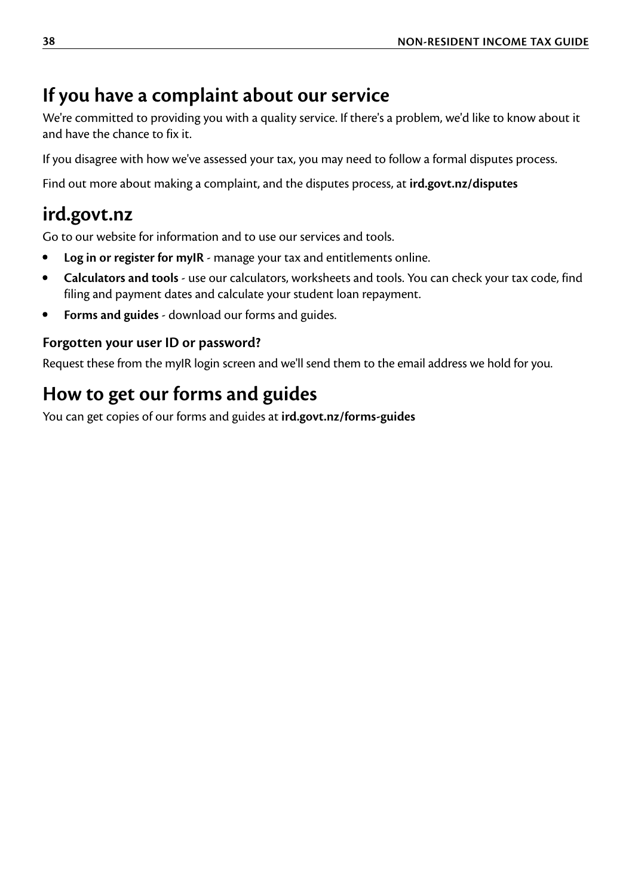## If you have a complaint about our service

We're committed to providing you with a quality service. If there's a problem, we'd like to know about it and have the chance to fix it.

If you disagree with how we've assessed your tax, you may need to follow a formal disputes process.

Find out more about making a complaint, and the disputes process, at **ird.govt.nz/disputes**

## ird.govt.nz

Go to our website for information and to use our services and tools.

- **Log in or register for myIR** - manage your tax and entitlements online.
- **Calculators and tools** - use our calculators, worksheets and tools. You can check your tax code, find filing and payment dates and calculate your student loan repayment.
- **Forms and guides** - download our forms and guides.

### Forgotten your user ID or password?

Request these from the myIR login screen and we'll send them to the email address we hold for you.

## How to get our forms and guides

You can get copies of our forms and guides at **ird.govt.nz/forms-guides**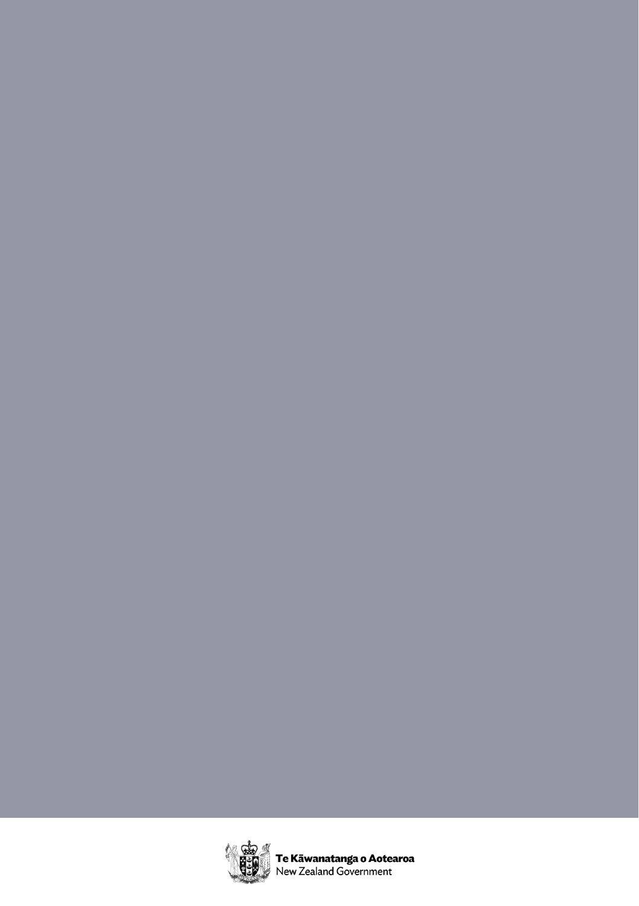Te Kāwanatanga o Aotearoa
New Zealand Government